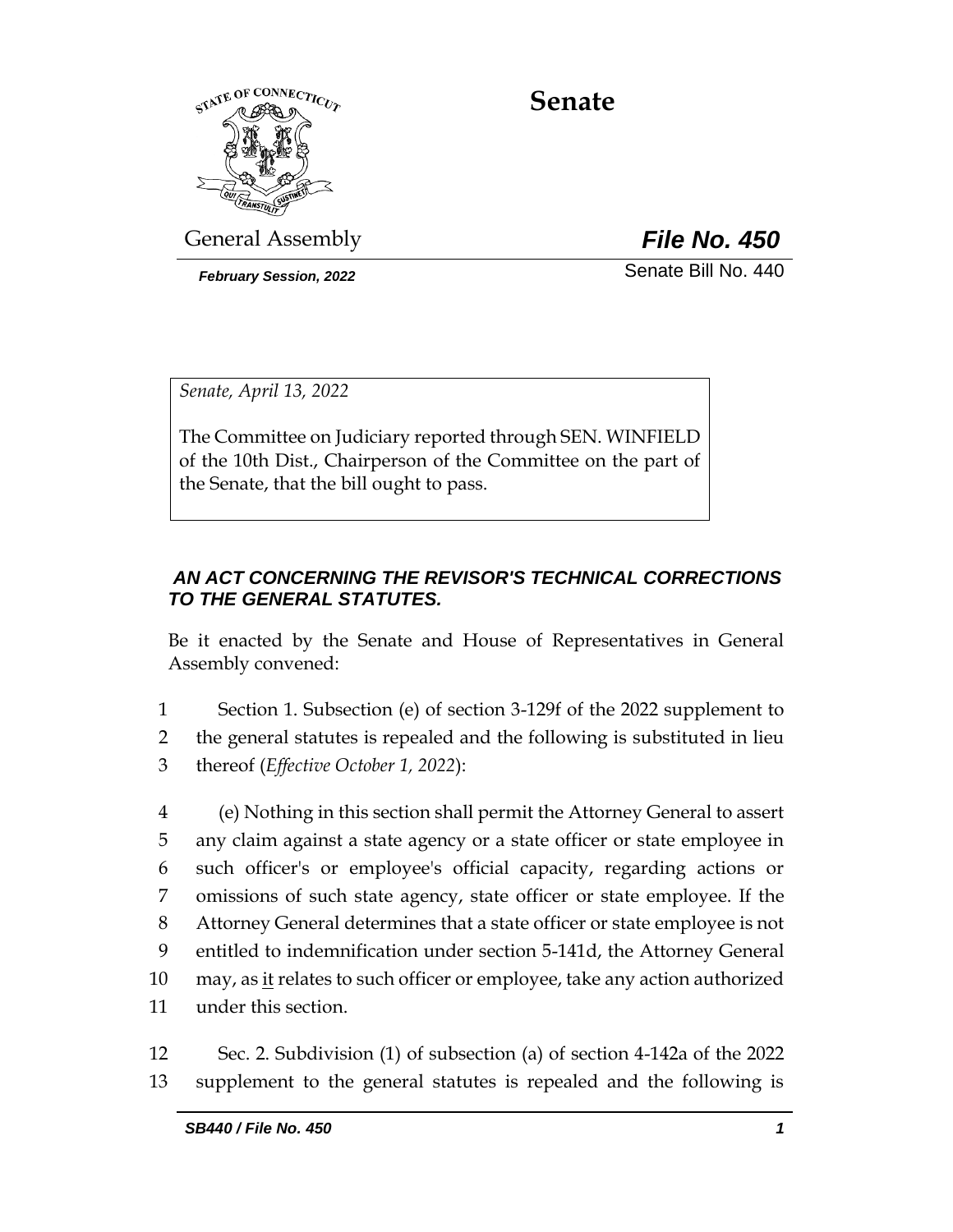# Senate

General Assembly

***File No. 450***

***February Session, 2022***

Senate Bill No. 440

*Senate, April 13, 2022*

The Committee on Judiciary reported through SEN. WINFIELD of the 10th Dist., Chairperson of the Committee on the part of the Senate, that the bill ought to pass.

***AN ACT CONCERNING THE REVISOR'S TECHNICAL CORRECTIONS TO THE GENERAL STATUTES.***

Be it enacted by the Senate and House of Representatives in General Assembly convened:

1 Section 1. Subsection (e) of section 3-129f of the 2022 supplement to
2 the general statutes is repealed and the following is substituted in lieu
3 thereof (*Effective October 1, 2022*):

4 (e) Nothing in this section shall permit the Attorney General to assert
5 any claim against a state agency or a state officer or state employee in
6 such officer's or employee's official capacity, regarding actions or
7 omissions of such state agency, state officer or state employee. If the
8 Attorney General determines that a state officer or state employee is not
9 entitled to indemnification under section 5-141d, the Attorney General
10 may, as <u>it</u> relates to such officer or employee, take any action authorized
11 under this section.

12 Sec. 2. Subdivision (1) of subsection (a) of section 4-142a of the 2022
13 supplement to the general statutes is repealed and the following is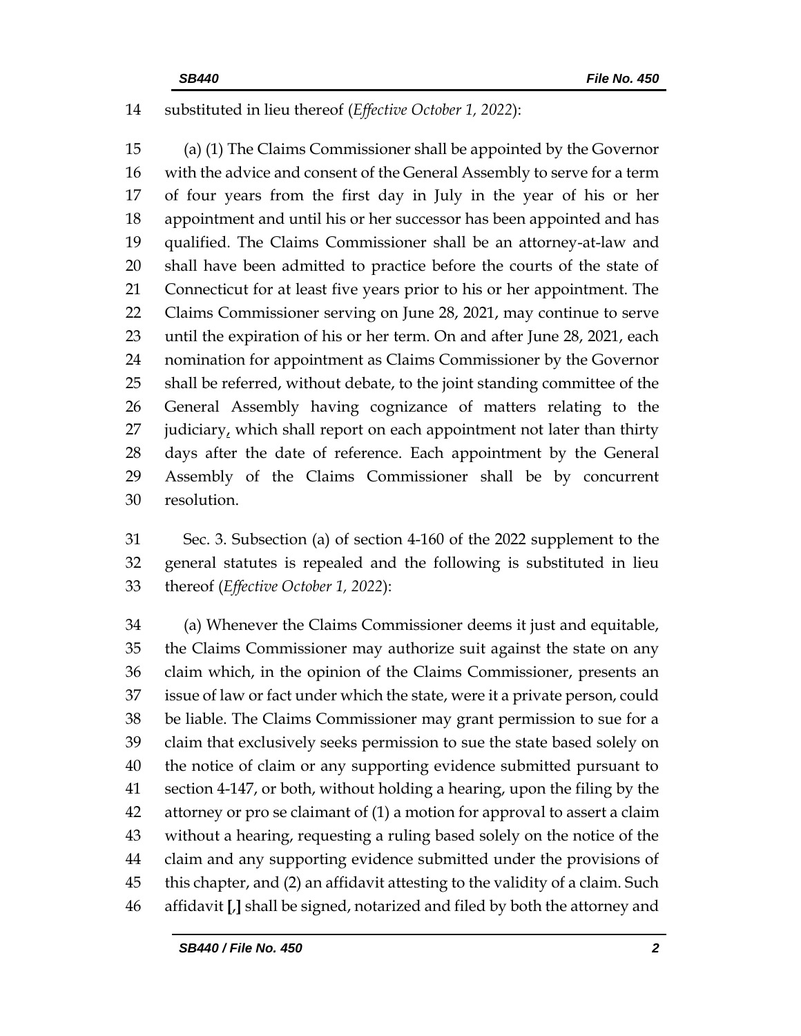substituted in lieu thereof (*Effective October 1, 2022*):

(a) (1) The Claims Commissioner shall be appointed by the Governor with the advice and consent of the General Assembly to serve for a term of four years from the first day in July in the year of his or her appointment and until his or her successor has been appointed and has qualified. The Claims Commissioner shall be an attorney-at-law and shall have been admitted to practice before the courts of the state of Connecticut for at least five years prior to his or her appointment. The Claims Commissioner serving on June 28, 2021, may continue to serve until the expiration of his or her term. On and after June 28, 2021, each nomination for appointment as Claims Commissioner by the Governor shall be referred, without debate, to the joint standing committee of the General Assembly having cognizance of matters relating to the judiciary, which shall report on each appointment not later than thirty days after the date of reference. Each appointment by the General Assembly of the Claims Commissioner shall be by concurrent resolution.

Sec. 3. Subsection (a) of section 4-160 of the 2022 supplement to the general statutes is repealed and the following is substituted in lieu thereof (*Effective October 1, 2022*):

(a) Whenever the Claims Commissioner deems it just and equitable, the Claims Commissioner may authorize suit against the state on any claim which, in the opinion of the Claims Commissioner, presents an issue of law or fact under which the state, were it a private person, could be liable. The Claims Commissioner may grant permission to sue for a claim that exclusively seeks permission to sue the state based solely on the notice of claim or any supporting evidence submitted pursuant to section 4-147, or both, without holding a hearing, upon the filing by the attorney or pro se claimant of (1) a motion for approval to assert a claim without a hearing, requesting a ruling based solely on the notice of the claim and any supporting evidence submitted under the provisions of this chapter, and (2) an affidavit attesting to the validity of a claim. Such affidavit [,] shall be signed, notarized and filed by both the attorney and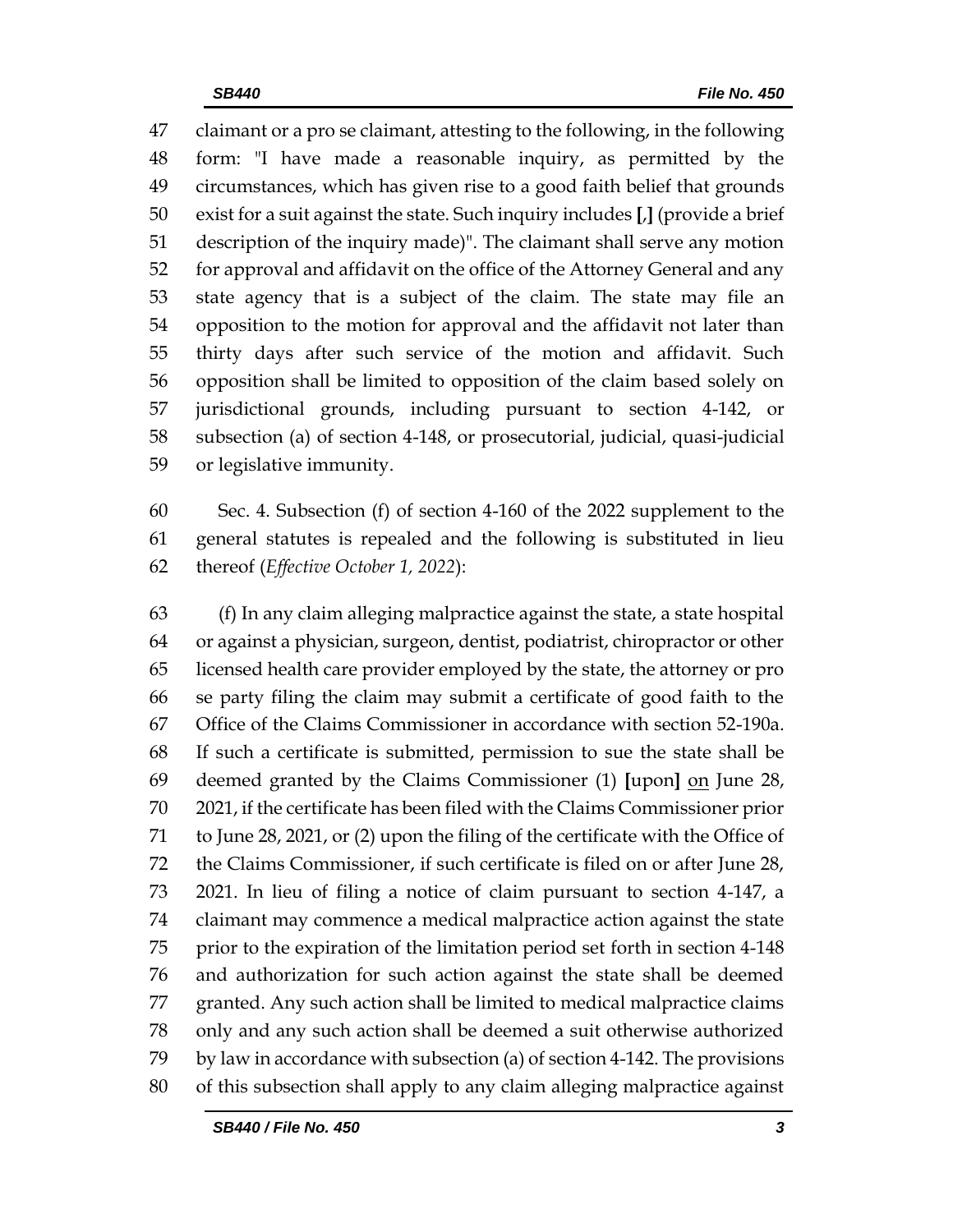claimant or a pro se claimant, attesting to the following, in the following form: "I have made a reasonable inquiry, as permitted by the circumstances, which has given rise to a good faith belief that grounds exist for a suit against the state. Such inquiry includes **[**,**]** (provide a brief description of the inquiry made)". The claimant shall serve any motion for approval and affidavit on the office of the Attorney General and any state agency that is a subject of the claim. The state may file an opposition to the motion for approval and the affidavit not later than thirty days after such service of the motion and affidavit. Such opposition shall be limited to opposition of the claim based solely on jurisdictional grounds, including pursuant to section 4-142, or subsection (a) of section 4-148, or prosecutorial, judicial, quasi-judicial or legislative immunity.

Sec. 4. Subsection (f) of section 4-160 of the 2022 supplement to the general statutes is repealed and the following is substituted in lieu thereof (*Effective October 1, 2022*):

(f) In any claim alleging malpractice against the state, a state hospital or against a physician, surgeon, dentist, podiatrist, chiropractor or other licensed health care provider employed by the state, the attorney or pro se party filing the claim may submit a certificate of good faith to the Office of the Claims Commissioner in accordance with section 52-190a. If such a certificate is submitted, permission to sue the state shall be deemed granted by the Claims Commissioner (1) **[**upon**]** <u>on</u> June 28, 2021, if the certificate has been filed with the Claims Commissioner prior to June 28, 2021, or (2) upon the filing of the certificate with the Office of the Claims Commissioner, if such certificate is filed on or after June 28, 2021. In lieu of filing a notice of claim pursuant to section 4-147, a claimant may commence a medical malpractice action against the state prior to the expiration of the limitation period set forth in section 4-148 and authorization for such action against the state shall be deemed granted. Any such action shall be limited to medical malpractice claims only and any such action shall be deemed a suit otherwise authorized by law in accordance with subsection (a) of section 4-142. The provisions of this subsection shall apply to any claim alleging malpractice against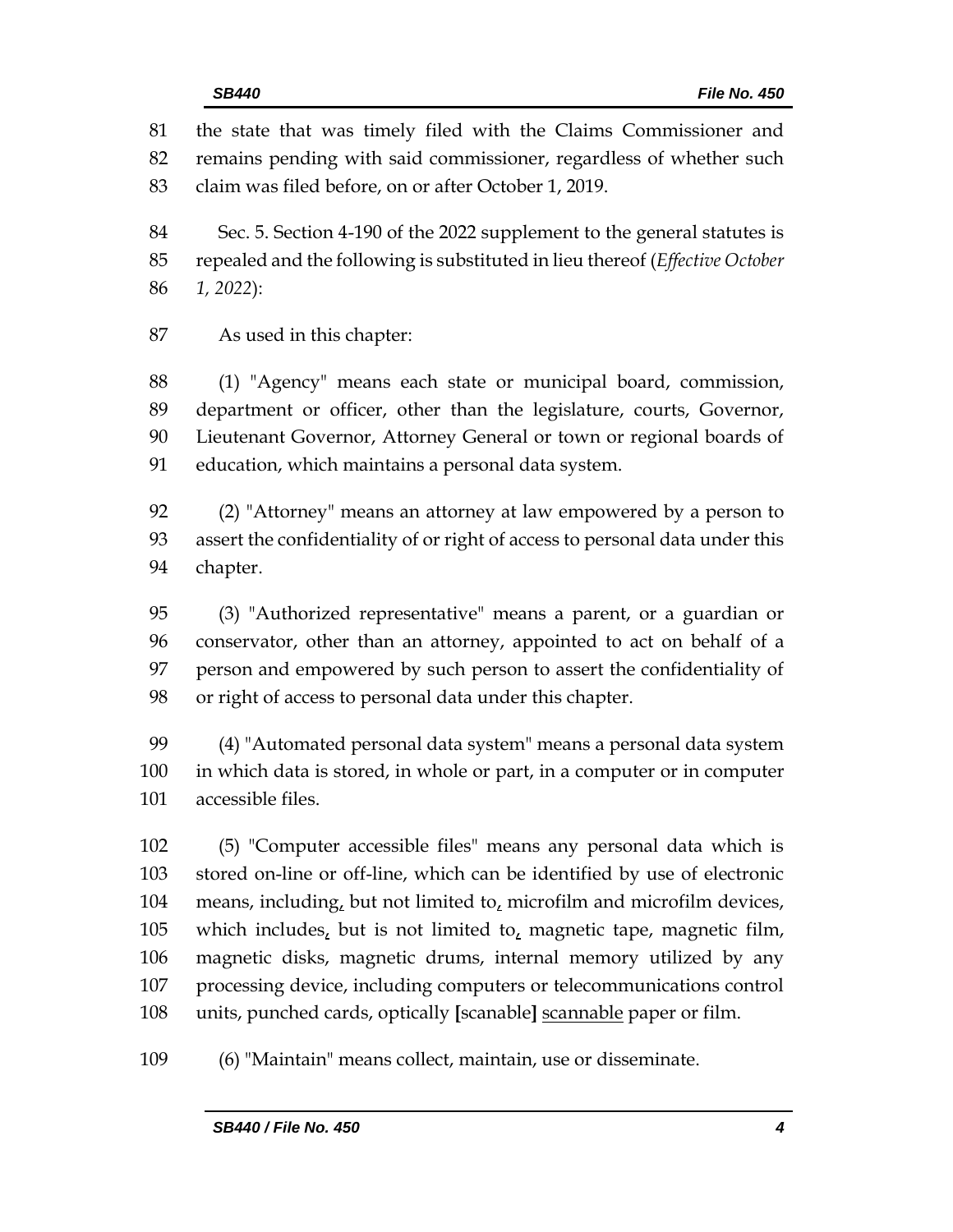the state that was timely filed with the Claims Commissioner and remains pending with said commissioner, regardless of whether such claim was filed before, on or after October 1, 2019.

Sec. 5. Section 4-190 of the 2022 supplement to the general statutes is repealed and the following is substituted in lieu thereof (*Effective October 1, 2022*):

As used in this chapter:

(1) "Agency" means each state or municipal board, commission, department or officer, other than the legislature, courts, Governor, Lieutenant Governor, Attorney General or town or regional boards of education, which maintains a personal data system.

(2) "Attorney" means an attorney at law empowered by a person to assert the confidentiality of or right of access to personal data under this chapter.

(3) "Authorized representative" means a parent, or a guardian or conservator, other than an attorney, appointed to act on behalf of a person and empowered by such person to assert the confidentiality of or right of access to personal data under this chapter.

(4) "Automated personal data system" means a personal data system in which data is stored, in whole or part, in a computer or in computer accessible files.

(5) "Computer accessible files" means any personal data which is stored on-line or off-line, which can be identified by use of electronic means, including, but not limited to, microfilm and microfilm devices, which includes, but is not limited to, magnetic tape, magnetic film, magnetic disks, magnetic drums, internal memory utilized by any processing device, including computers or telecommunications control units, punched cards, optically [scanable] <u>scannable</u> paper or film.

(6) "Maintain" means collect, maintain, use or disseminate.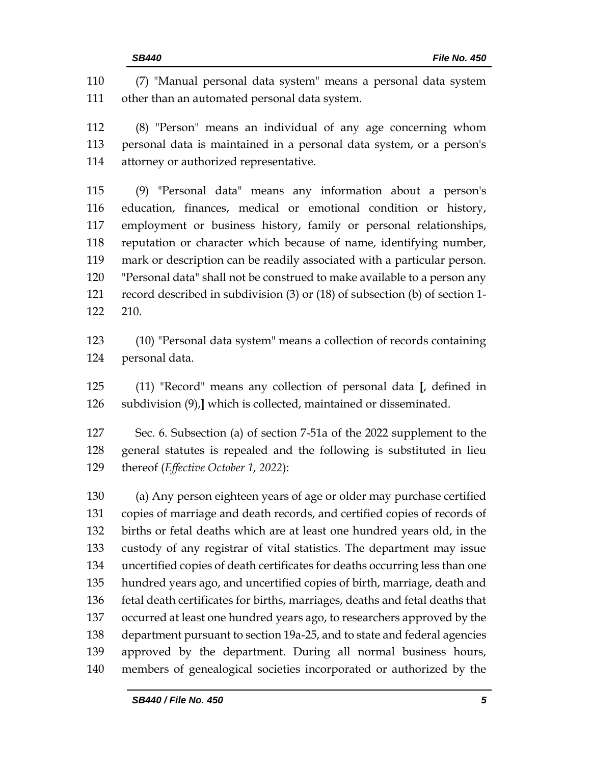(7) "Manual personal data system" means a personal data system other than an automated personal data system.

(8) "Person" means an individual of any age concerning whom personal data is maintained in a personal data system, or a person's attorney or authorized representative.

(9) "Personal data" means any information about a person's education, finances, medical or emotional condition or history, employment or business history, family or personal relationships, reputation or character which because of name, identifying number, mark or description can be readily associated with a particular person. "Personal data" shall not be construed to make available to a person any record described in subdivision (3) or (18) of subsection (b) of section 1-210.

(10) "Personal data system" means a collection of records containing personal data.

(11) "Record" means any collection of personal data **[**, defined in subdivision (9),**]** which is collected, maintained or disseminated.

Sec. 6. Subsection (a) of section 7-51a of the 2022 supplement to the general statutes is repealed and the following is substituted in lieu thereof (*Effective October 1, 2022*):

(a) Any person eighteen years of age or older may purchase certified copies of marriage and death records, and certified copies of records of births or fetal deaths which are at least one hundred years old, in the custody of any registrar of vital statistics. The department may issue uncertified copies of death certificates for deaths occurring less than one hundred years ago, and uncertified copies of birth, marriage, death and fetal death certificates for births, marriages, deaths and fetal deaths that occurred at least one hundred years ago, to researchers approved by the department pursuant to section 19a-25, and to state and federal agencies approved by the department. During all normal business hours, members of genealogical societies incorporated or authorized by the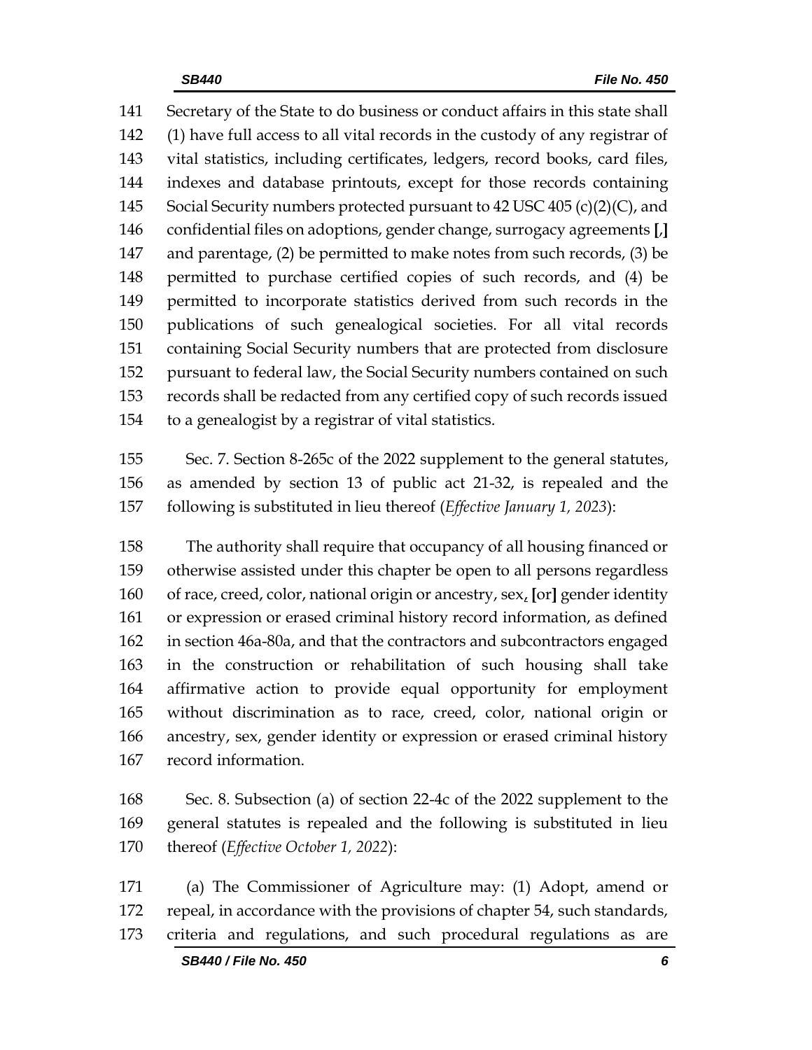141 Secretary of the State to do business or conduct affairs in this state shall
142 (1) have full access to all vital records in the custody of any registrar of
143 vital statistics, including certificates, ledgers, record books, card files,
144 indexes and database printouts, except for those records containing
145 Social Security numbers protected pursuant to 42 USC 405 (c)(2)(C), and
146 confidential files on adoptions, gender change, surrogacy agreements **[,]**
147 and parentage, (2) be permitted to make notes from such records, (3) be
148 permitted to purchase certified copies of such records, and (4) be
149 permitted to incorporate statistics derived from such records in the
150 publications of such genealogical societies. For all vital records
151 containing Social Security numbers that are protected from disclosure
152 pursuant to federal law, the Social Security numbers contained on such
153 records shall be redacted from any certified copy of such records issued
154 to a genealogist by a registrar of vital statistics.

155 Sec. 7. Section 8-265c of the 2022 supplement to the general statutes,
156 as amended by section 13 of public act 21-32, is repealed and the
157 following is substituted in lieu thereof (*Effective January 1, 2023*):

158 The authority shall require that occupancy of all housing financed or
159 otherwise assisted under this chapter be open to all persons regardless
160 of race, creed, color, national origin or ancestry, sex, **[**or**]** gender identity
161 or expression or erased criminal history record information, as defined
162 in section 46a-80a, and that the contractors and subcontractors engaged
163 in the construction or rehabilitation of such housing shall take
164 affirmative action to provide equal opportunity for employment
165 without discrimination as to race, creed, color, national origin or
166 ancestry, sex, gender identity or expression or erased criminal history
167 record information.

168 Sec. 8. Subsection (a) of section 22-4c of the 2022 supplement to the
169 general statutes is repealed and the following is substituted in lieu
170 thereof (*Effective October 1, 2022*):

171 (a) The Commissioner of Agriculture may: (1) Adopt, amend or
172 repeal, in accordance with the provisions of chapter 54, such standards,
173 criteria and regulations, and such procedural regulations as are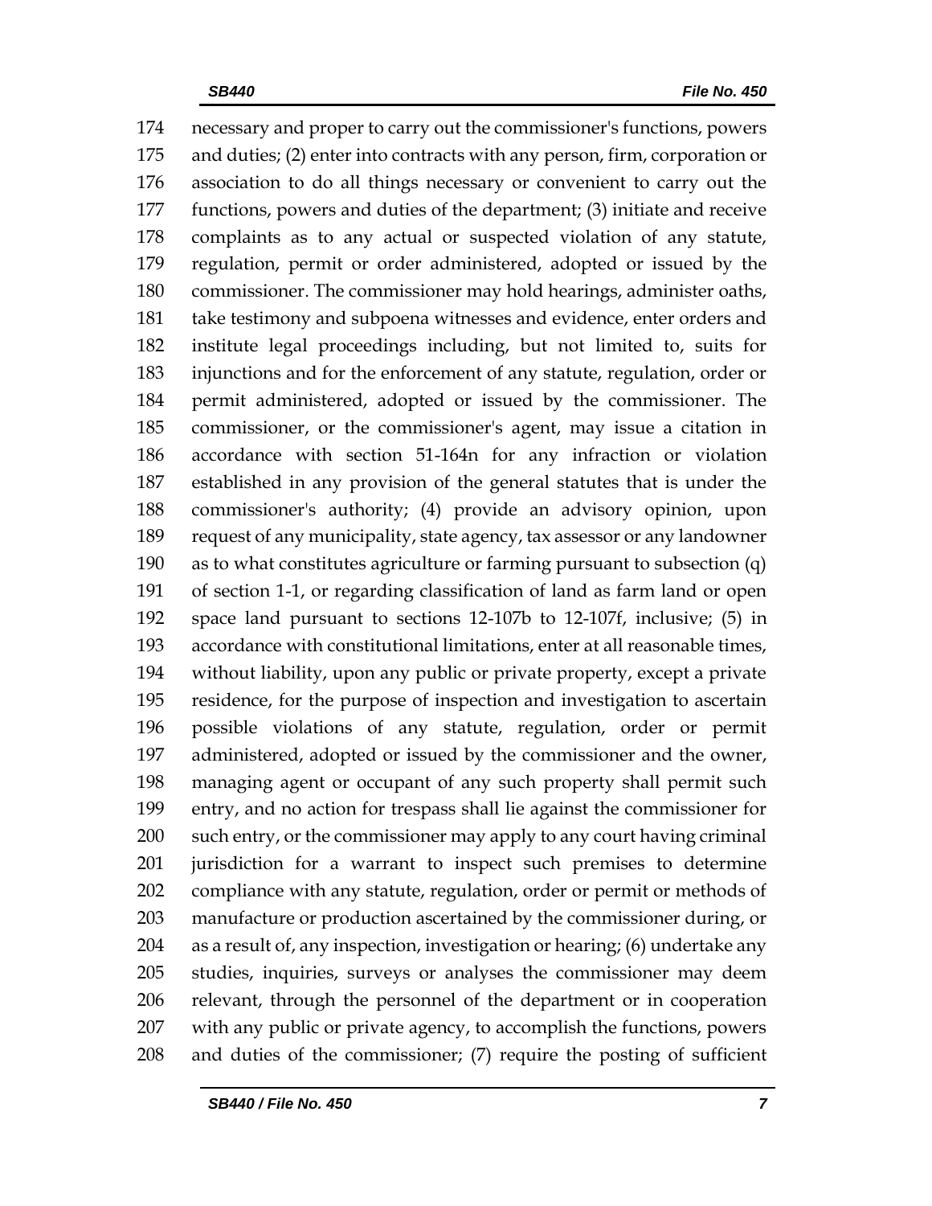necessary and proper to carry out the commissioner's functions, powers and duties; (2) enter into contracts with any person, firm, corporation or association to do all things necessary or convenient to carry out the functions, powers and duties of the department; (3) initiate and receive complaints as to any actual or suspected violation of any statute, regulation, permit or order administered, adopted or issued by the commissioner. The commissioner may hold hearings, administer oaths, take testimony and subpoena witnesses and evidence, enter orders and institute legal proceedings including, but not limited to, suits for injunctions and for the enforcement of any statute, regulation, order or permit administered, adopted or issued by the commissioner. The commissioner, or the commissioner's agent, may issue a citation in accordance with section 51-164n for any infraction or violation established in any provision of the general statutes that is under the commissioner's authority; (4) provide an advisory opinion, upon request of any municipality, state agency, tax assessor or any landowner as to what constitutes agriculture or farming pursuant to subsection (q) of section 1-1, or regarding classification of land as farm land or open space land pursuant to sections 12-107b to 12-107f, inclusive; (5) in accordance with constitutional limitations, enter at all reasonable times, without liability, upon any public or private property, except a private residence, for the purpose of inspection and investigation to ascertain possible violations of any statute, regulation, order or permit administered, adopted or issued by the commissioner and the owner, managing agent or occupant of any such property shall permit such entry, and no action for trespass shall lie against the commissioner for such entry, or the commissioner may apply to any court having criminal jurisdiction for a warrant to inspect such premises to determine compliance with any statute, regulation, order or permit or methods of manufacture or production ascertained by the commissioner during, or as a result of, any inspection, investigation or hearing; (6) undertake any studies, inquiries, surveys or analyses the commissioner may deem relevant, through the personnel of the department or in cooperation with any public or private agency, to accomplish the functions, powers and duties of the commissioner; (7) require the posting of sufficient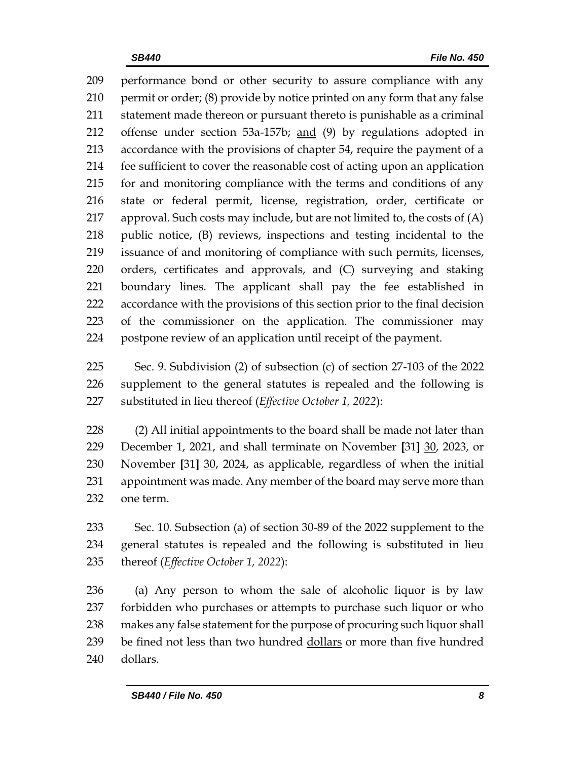performance bond or other security to assure compliance with any permit or order; (8) provide by notice printed on any form that any false statement made thereon or pursuant thereto is punishable as a criminal offense under section 53a-157b; <u>and</u> (9) by regulations adopted in accordance with the provisions of chapter 54, require the payment of a fee sufficient to cover the reasonable cost of acting upon an application for and monitoring compliance with the terms and conditions of any state or federal permit, license, registration, order, certificate or approval. Such costs may include, but are not limited to, the costs of (A) public notice, (B) reviews, inspections and testing incidental to the issuance of and monitoring of compliance with such permits, licenses, orders, certificates and approvals, and (C) surveying and staking boundary lines. The applicant shall pay the fee established in accordance with the provisions of this section prior to the final decision of the commissioner on the application. The commissioner may postpone review of an application until receipt of the payment.

Sec. 9. Subdivision (2) of subsection (c) of section 27-103 of the 2022 supplement to the general statutes is repealed and the following is substituted in lieu thereof (*Effective October 1, 2022*):

(2) All initial appointments to the board shall be made not later than December 1, 2021, and shall terminate on November **[**31**]** <u>30</u>, 2023, or November **[**31**]** <u>30</u>, 2024, as applicable, regardless of when the initial appointment was made. Any member of the board may serve more than one term.

Sec. 10. Subsection (a) of section 30-89 of the 2022 supplement to the general statutes is repealed and the following is substituted in lieu thereof (*Effective October 1, 2022*):

(a) Any person to whom the sale of alcoholic liquor is by law forbidden who purchases or attempts to purchase such liquor or who makes any false statement for the purpose of procuring such liquor shall be fined not less than two hundred <u>dollars</u> or more than five hundred dollars.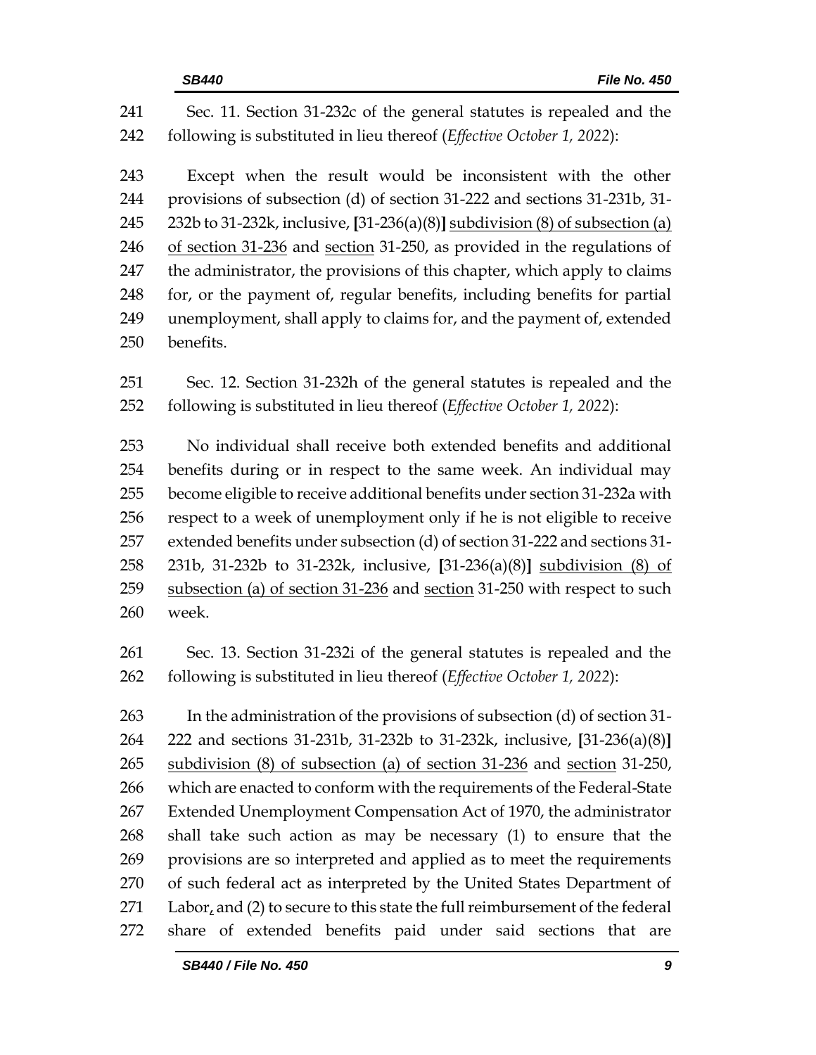Sec. 11. Section 31-232c of the general statutes is repealed and the following is substituted in lieu thereof (*Effective October 1, 2022*):

Except when the result would be inconsistent with the other provisions of subsection (d) of section 31-222 and sections 31-231b, 31-232b to 31-232k, inclusive, **[**31-236(a)(8)**]** <u>subdivision (8) of subsection (a) of section 31-236</u> and <u>section</u> 31-250, as provided in the regulations of the administrator, the provisions of this chapter, which apply to claims for, or the payment of, regular benefits, including benefits for partial unemployment, shall apply to claims for, and the payment of, extended benefits.

Sec. 12. Section 31-232h of the general statutes is repealed and the following is substituted in lieu thereof (*Effective October 1, 2022*):

No individual shall receive both extended benefits and additional benefits during or in respect to the same week. An individual may become eligible to receive additional benefits under section 31-232a with respect to a week of unemployment only if he is not eligible to receive extended benefits under subsection (d) of section 31-222 and sections 31-231b, 31-232b to 31-232k, inclusive, **[**31-236(a)(8)**]** <u>subdivision (8) of subsection (a) of section 31-236</u> and <u>section</u> 31-250 with respect to such week.

Sec. 13. Section 31-232i of the general statutes is repealed and the following is substituted in lieu thereof (*Effective October 1, 2022*):

In the administration of the provisions of subsection (d) of section 31-222 and sections 31-231b, 31-232b to 31-232k, inclusive, **[**31-236(a)(8)**]** <u>subdivision (8) of subsection (a) of section 31-236</u> and <u>section</u> 31-250, which are enacted to conform with the requirements of the Federal-State Extended Unemployment Compensation Act of 1970, the administrator shall take such action as may be necessary (1) to ensure that the provisions are so interpreted and applied as to meet the requirements of such federal act as interpreted by the United States Department of Labor<u>,</u> and (2) to secure to this state the full reimbursement of the federal share of extended benefits paid under said sections that are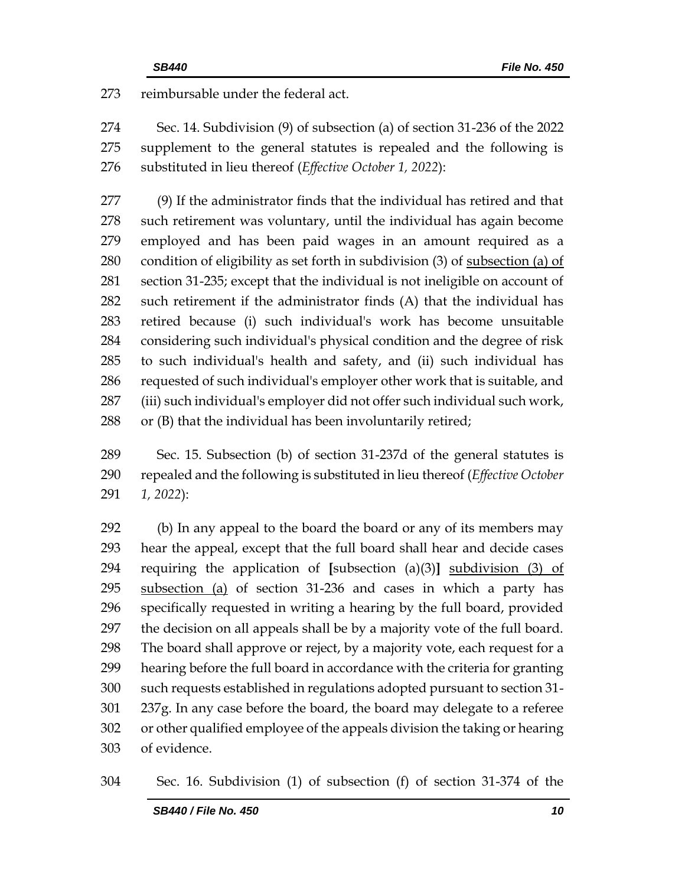reimbursable under the federal act.

Sec. 14. Subdivision (9) of subsection (a) of section 31-236 of the 2022 supplement to the general statutes is repealed and the following is substituted in lieu thereof (*Effective October 1, 2022*):

(9) If the administrator finds that the individual has retired and that such retirement was voluntary, until the individual has again become employed and has been paid wages in an amount required as a condition of eligibility as set forth in subdivision (3) of subsection (a) of section 31-235; except that the individual is not ineligible on account of such retirement if the administrator finds (A) that the individual has retired because (i) such individual's work has become unsuitable considering such individual's physical condition and the degree of risk to such individual's health and safety, and (ii) such individual has requested of such individual's employer other work that is suitable, and (iii) such individual's employer did not offer such individual such work, or (B) that the individual has been involuntarily retired;

Sec. 15. Subsection (b) of section 31-237d of the general statutes is repealed and the following is substituted in lieu thereof (*Effective October 1, 2022*):

(b) In any appeal to the board the board or any of its members may hear the appeal, except that the full board shall hear and decide cases requiring the application of **[**subsection (a)(3)**]** subdivision (3) of subsection (a) of section 31-236 and cases in which a party has specifically requested in writing a hearing by the full board, provided the decision on all appeals shall be by a majority vote of the full board. The board shall approve or reject, by a majority vote, each request for a hearing before the full board in accordance with the criteria for granting such requests established in regulations adopted pursuant to section 31-237g. In any case before the board, the board may delegate to a referee or other qualified employee of the appeals division the taking or hearing of evidence.

Sec. 16. Subdivision (1) of subsection (f) of section 31-374 of the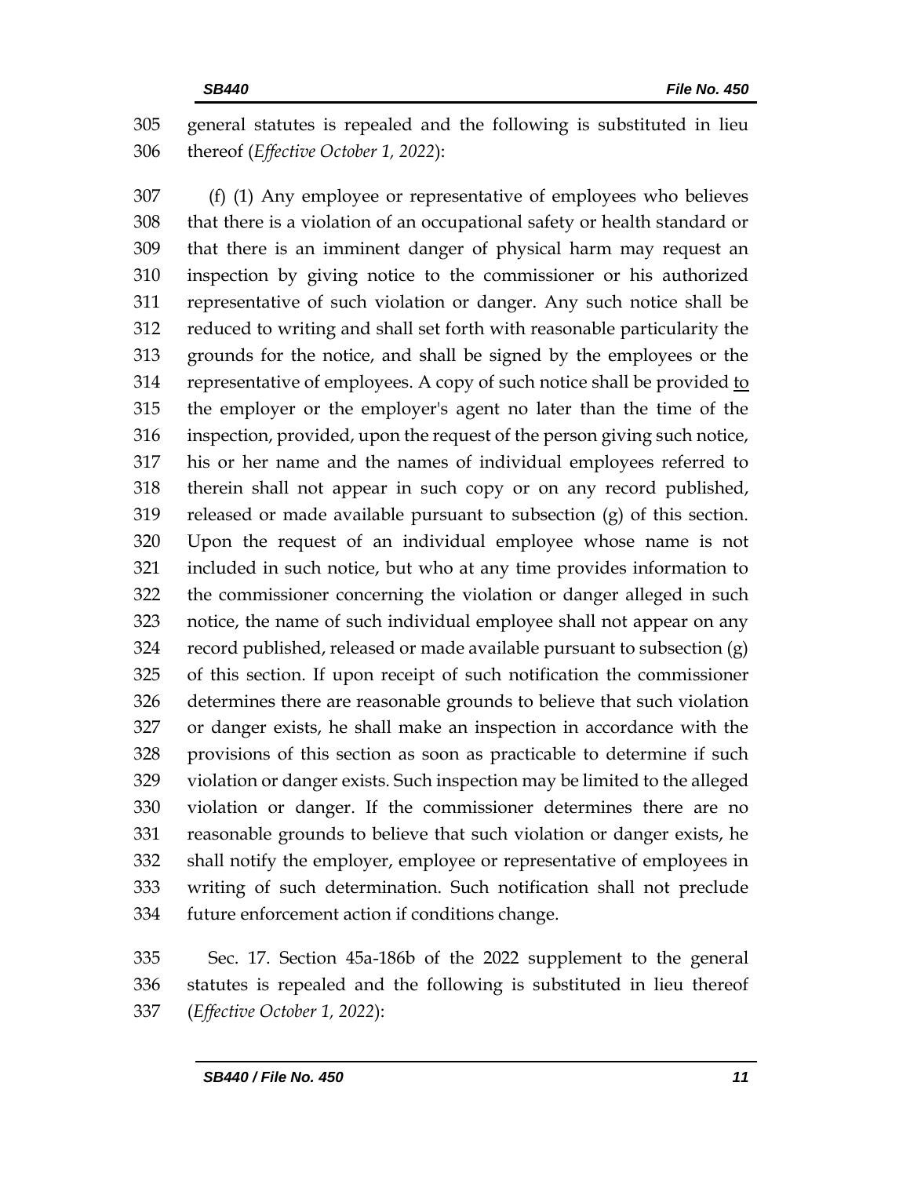general statutes is repealed and the following is substituted in lieu thereof (*Effective October 1, 2022*):

(f) (1) Any employee or representative of employees who believes that there is a violation of an occupational safety or health standard or that there is an imminent danger of physical harm may request an inspection by giving notice to the commissioner or his authorized representative of such violation or danger. Any such notice shall be reduced to writing and shall set forth with reasonable particularity the grounds for the notice, and shall be signed by the employees or the representative of employees. A copy of such notice shall be provided to the employer or the employer's agent no later than the time of the inspection, provided, upon the request of the person giving such notice, his or her name and the names of individual employees referred to therein shall not appear in such copy or on any record published, released or made available pursuant to subsection (g) of this section. Upon the request of an individual employee whose name is not included in such notice, but who at any time provides information to the commissioner concerning the violation or danger alleged in such notice, the name of such individual employee shall not appear on any record published, released or made available pursuant to subsection (g) of this section. If upon receipt of such notification the commissioner determines there are reasonable grounds to believe that such violation or danger exists, he shall make an inspection in accordance with the provisions of this section as soon as practicable to determine if such violation or danger exists. Such inspection may be limited to the alleged violation or danger. If the commissioner determines there are no reasonable grounds to believe that such violation or danger exists, he shall notify the employer, employee or representative of employees in writing of such determination. Such notification shall not preclude future enforcement action if conditions change.

Sec. 17. Section 45a-186b of the 2022 supplement to the general statutes is repealed and the following is substituted in lieu thereof (*Effective October 1, 2022*):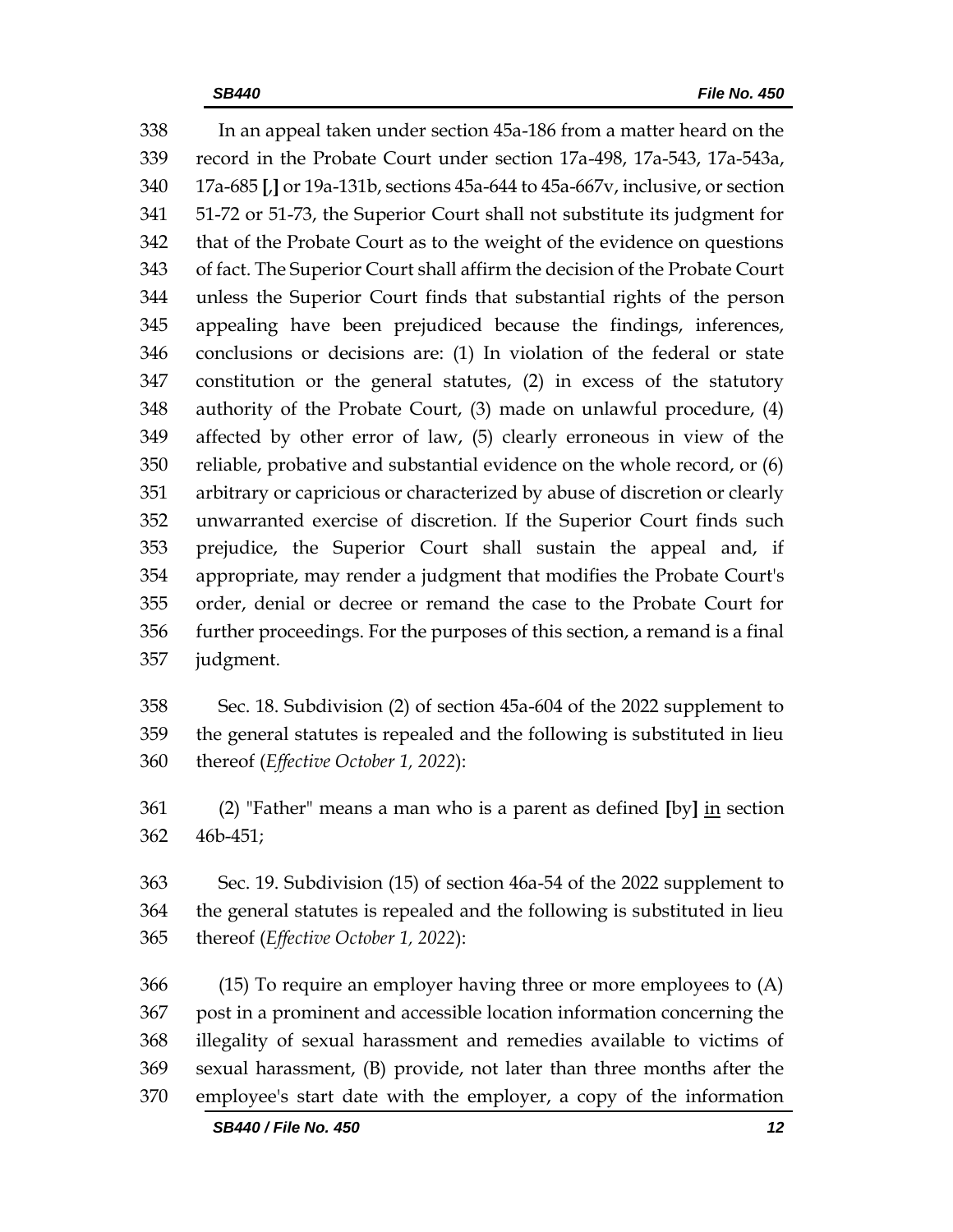In an appeal taken under section 45a-186 from a matter heard on the record in the Probate Court under section 17a-498, 17a-543, 17a-543a, 17a-685 [,] or 19a-131b, sections 45a-644 to 45a-667v, inclusive, or section 51-72 or 51-73, the Superior Court shall not substitute its judgment for that of the Probate Court as to the weight of the evidence on questions of fact. The Superior Court shall affirm the decision of the Probate Court unless the Superior Court finds that substantial rights of the person appealing have been prejudiced because the findings, inferences, conclusions or decisions are: (1) In violation of the federal or state constitution or the general statutes, (2) in excess of the statutory authority of the Probate Court, (3) made on unlawful procedure, (4) affected by other error of law, (5) clearly erroneous in view of the reliable, probative and substantial evidence on the whole record, or (6) arbitrary or capricious or characterized by abuse of discretion or clearly unwarranted exercise of discretion. If the Superior Court finds such prejudice, the Superior Court shall sustain the appeal and, if appropriate, may render a judgment that modifies the Probate Court's order, denial or decree or remand the case to the Probate Court for further proceedings. For the purposes of this section, a remand is a final judgment.

Sec. 18. Subdivision (2) of section 45a-604 of the 2022 supplement to the general statutes is repealed and the following is substituted in lieu thereof (*Effective October 1, 2022*):

(2) "Father" means a man who is a parent as defined [by] <u>in</u> section 46b-451;

Sec. 19. Subdivision (15) of section 46a-54 of the 2022 supplement to the general statutes is repealed and the following is substituted in lieu thereof (*Effective October 1, 2022*):

(15) To require an employer having three or more employees to (A) post in a prominent and accessible location information concerning the illegality of sexual harassment and remedies available to victims of sexual harassment, (B) provide, not later than three months after the employee's start date with the employer, a copy of the information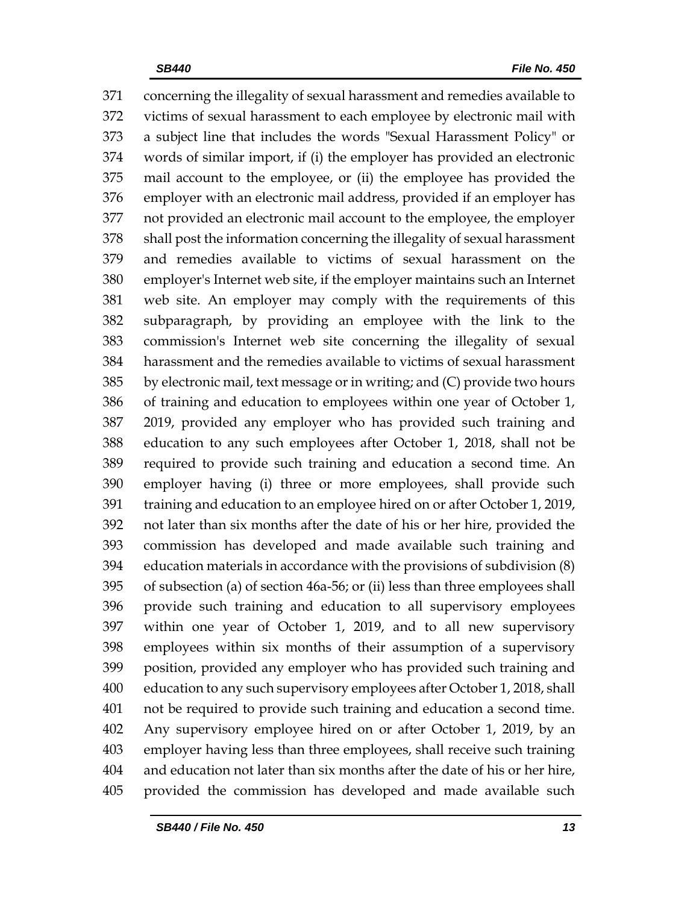concerning the illegality of sexual harassment and remedies available to victims of sexual harassment to each employee by electronic mail with a subject line that includes the words "Sexual Harassment Policy" or words of similar import, if (i) the employer has provided an electronic mail account to the employee, or (ii) the employee has provided the employer with an electronic mail address, provided if an employer has not provided an electronic mail account to the employee, the employer shall post the information concerning the illegality of sexual harassment and remedies available to victims of sexual harassment on the employer's Internet web site, if the employer maintains such an Internet web site. An employer may comply with the requirements of this subparagraph, by providing an employee with the link to the commission's Internet web site concerning the illegality of sexual harassment and the remedies available to victims of sexual harassment by electronic mail, text message or in writing; and (C) provide two hours of training and education to employees within one year of October 1, 2019, provided any employer who has provided such training and education to any such employees after October 1, 2018, shall not be required to provide such training and education a second time. An employer having (i) three or more employees, shall provide such training and education to an employee hired on or after October 1, 2019, not later than six months after the date of his or her hire, provided the commission has developed and made available such training and education materials in accordance with the provisions of subdivision (8) of subsection (a) of section 46a-56; or (ii) less than three employees shall provide such training and education to all supervisory employees within one year of October 1, 2019, and to all new supervisory employees within six months of their assumption of a supervisory position, provided any employer who has provided such training and education to any such supervisory employees after October 1, 2018, shall not be required to provide such training and education a second time. Any supervisory employee hired on or after October 1, 2019, by an employer having less than three employees, shall receive such training and education not later than six months after the date of his or her hire, provided the commission has developed and made available such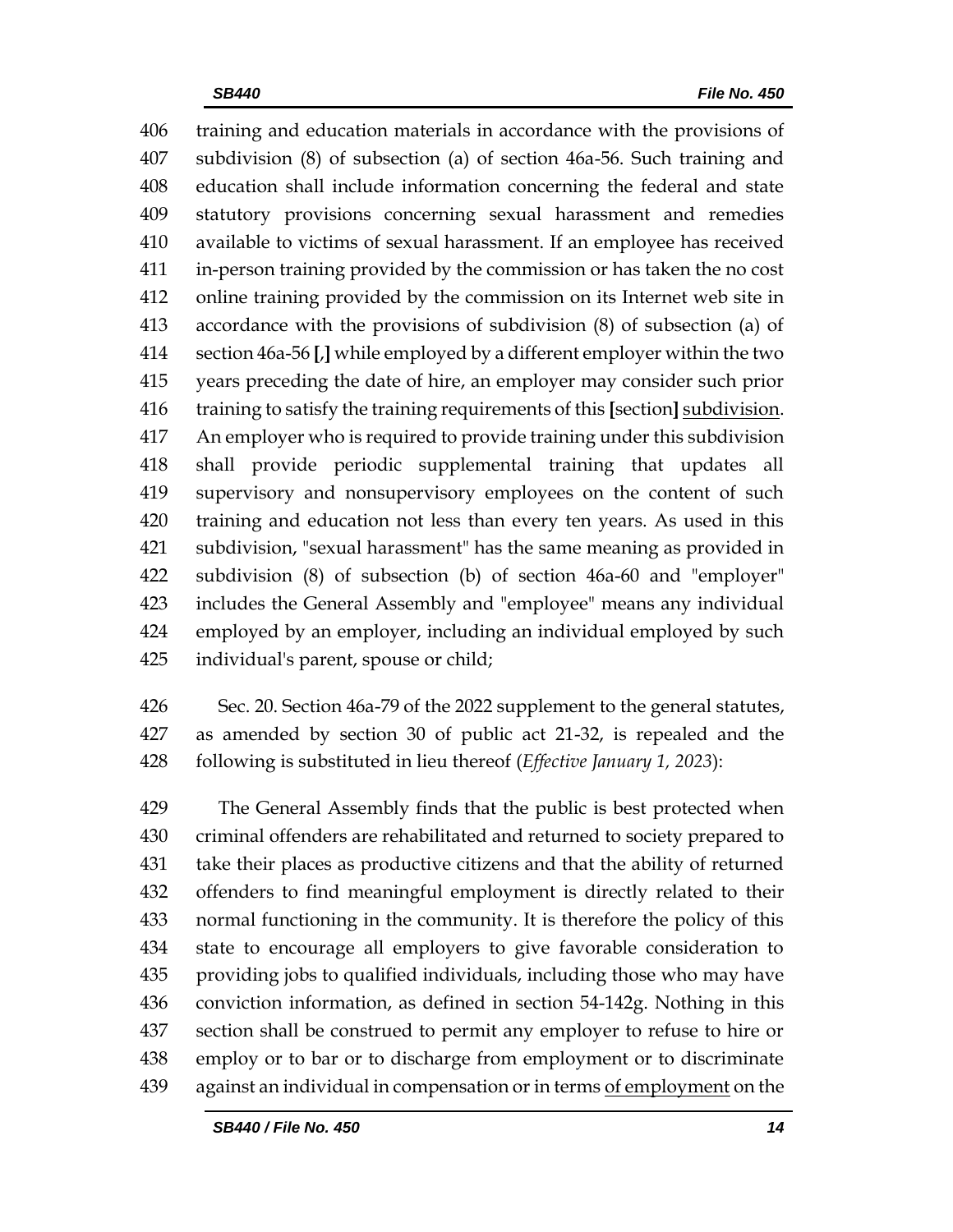training and education materials in accordance with the provisions of subdivision (8) of subsection (a) of section 46a-56. Such training and education shall include information concerning the federal and state statutory provisions concerning sexual harassment and remedies available to victims of sexual harassment. If an employee has received in-person training provided by the commission or has taken the no cost online training provided by the commission on its Internet web site in accordance with the provisions of subdivision (8) of subsection (a) of section 46a-56 [,] while employed by a different employer within the two years preceding the date of hire, an employer may consider such prior training to satisfy the training requirements of this [section] <u>subdivision</u>. An employer who is required to provide training under this subdivision shall provide periodic supplemental training that updates all supervisory and nonsupervisory employees on the content of such training and education not less than every ten years. As used in this subdivision, "sexual harassment" has the same meaning as provided in subdivision (8) of subsection (b) of section 46a-60 and "employer" includes the General Assembly and "employee" means any individual employed by an employer, including an individual employed by such individual's parent, spouse or child;

Sec. 20. Section 46a-79 of the 2022 supplement to the general statutes, as amended by section 30 of public act 21-32, is repealed and the following is substituted in lieu thereof (*Effective January 1, 2023*):

The General Assembly finds that the public is best protected when criminal offenders are rehabilitated and returned to society prepared to take their places as productive citizens and that the ability of returned offenders to find meaningful employment is directly related to their normal functioning in the community. It is therefore the policy of this state to encourage all employers to give favorable consideration to providing jobs to qualified individuals, including those who may have conviction information, as defined in section 54-142g. Nothing in this section shall be construed to permit any employer to refuse to hire or employ or to bar or to discharge from employment or to discriminate against an individual in compensation or in terms <u>of employment</u> on the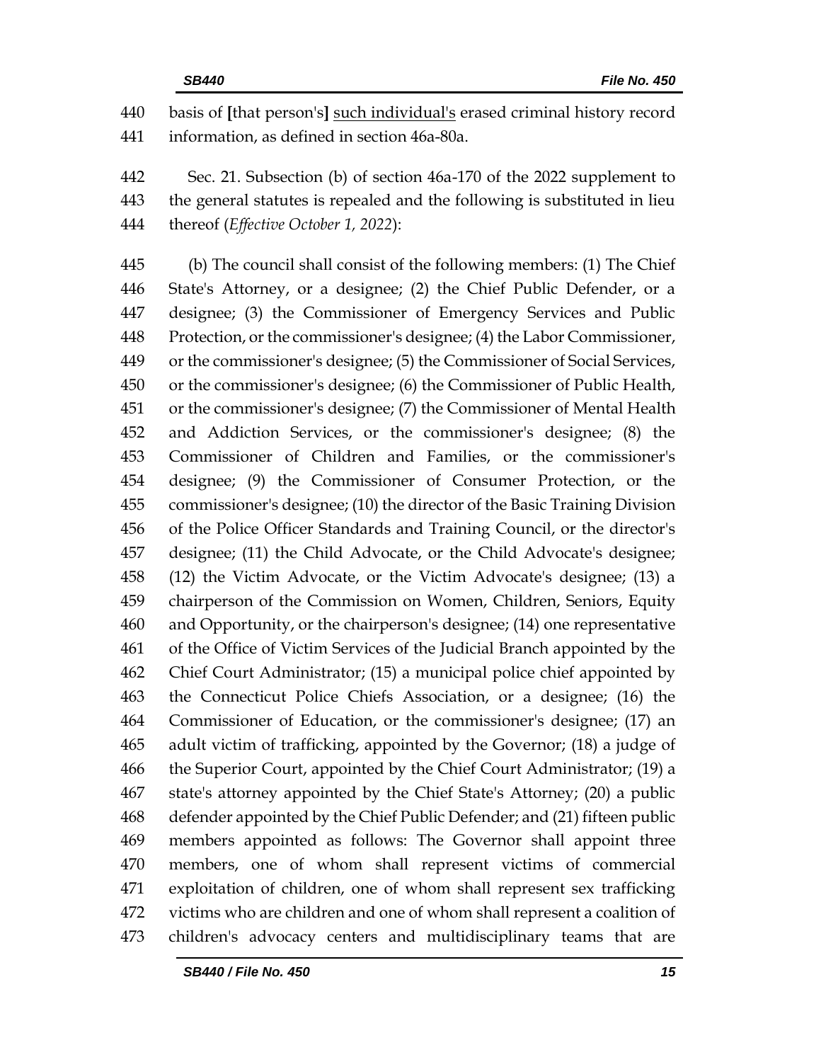basis of **[**that person's**]** <u>such individual's</u> erased criminal history record information, as defined in section 46a-80a.

Sec. 21. Subsection (b) of section 46a-170 of the 2022 supplement to the general statutes is repealed and the following is substituted in lieu thereof (*Effective October 1, 2022*):

(b) The council shall consist of the following members: (1) The Chief State's Attorney, or a designee; (2) the Chief Public Defender, or a designee; (3) the Commissioner of Emergency Services and Public Protection, or the commissioner's designee; (4) the Labor Commissioner, or the commissioner's designee; (5) the Commissioner of Social Services, or the commissioner's designee; (6) the Commissioner of Public Health, or the commissioner's designee; (7) the Commissioner of Mental Health and Addiction Services, or the commissioner's designee; (8) the Commissioner of Children and Families, or the commissioner's designee; (9) the Commissioner of Consumer Protection, or the commissioner's designee; (10) the director of the Basic Training Division of the Police Officer Standards and Training Council, or the director's designee; (11) the Child Advocate, or the Child Advocate's designee; (12) the Victim Advocate, or the Victim Advocate's designee; (13) a chairperson of the Commission on Women, Children, Seniors, Equity and Opportunity, or the chairperson's designee; (14) one representative of the Office of Victim Services of the Judicial Branch appointed by the Chief Court Administrator; (15) a municipal police chief appointed by the Connecticut Police Chiefs Association, or a designee; (16) the Commissioner of Education, or the commissioner's designee; (17) an adult victim of trafficking, appointed by the Governor; (18) a judge of the Superior Court, appointed by the Chief Court Administrator; (19) a state's attorney appointed by the Chief State's Attorney; (20) a public defender appointed by the Chief Public Defender; and (21) fifteen public members appointed as follows: The Governor shall appoint three members, one of whom shall represent victims of commercial exploitation of children, one of whom shall represent sex trafficking victims who are children and one of whom shall represent a coalition of children's advocacy centers and multidisciplinary teams that are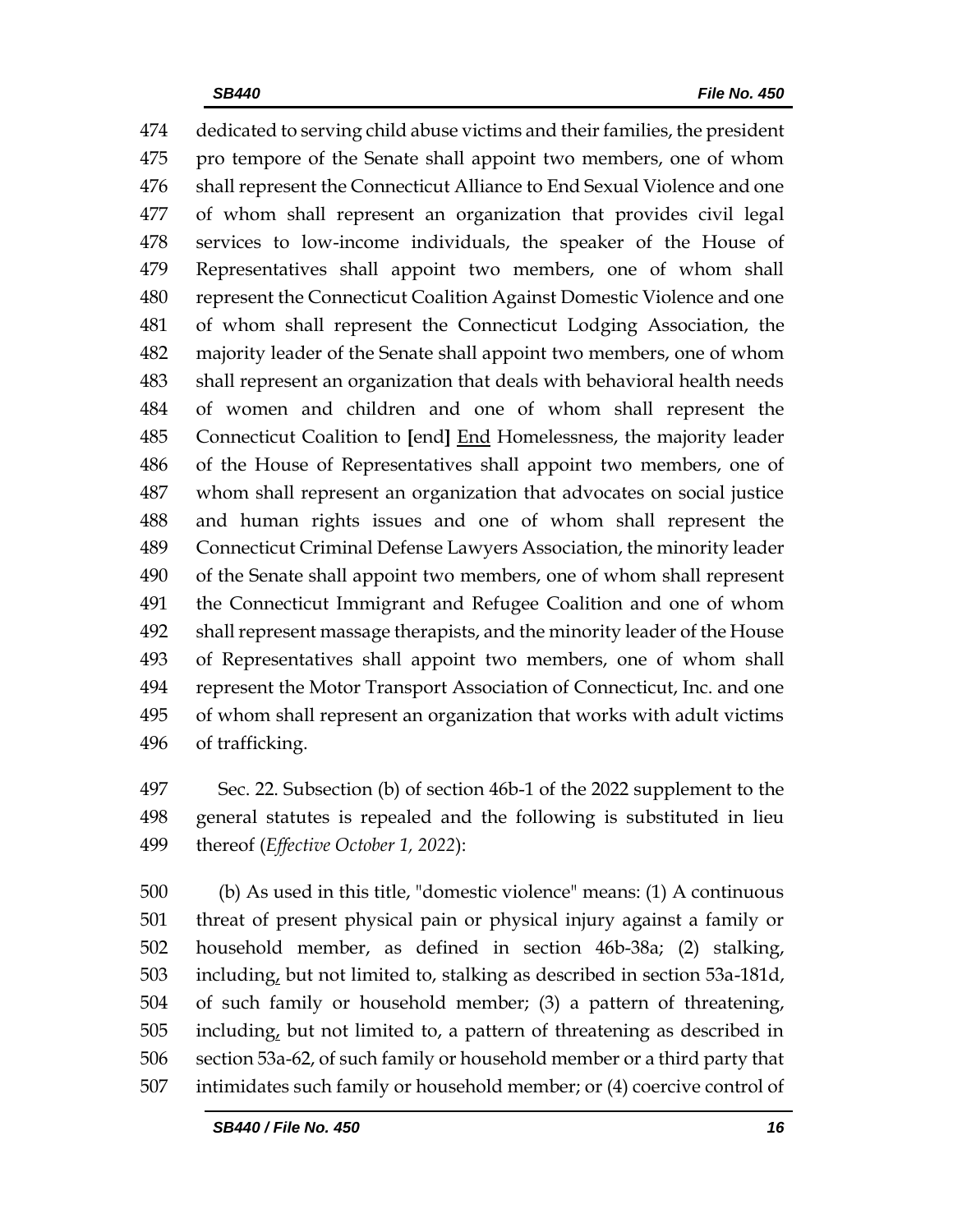dedicated to serving child abuse victims and their families, the president pro tempore of the Senate shall appoint two members, one of whom shall represent the Connecticut Alliance to End Sexual Violence and one of whom shall represent an organization that provides civil legal services to low-income individuals, the speaker of the House of Representatives shall appoint two members, one of whom shall represent the Connecticut Coalition Against Domestic Violence and one of whom shall represent the Connecticut Lodging Association, the majority leader of the Senate shall appoint two members, one of whom shall represent an organization that deals with behavioral health needs of women and children and one of whom shall represent the Connecticut Coalition to **[**end**]** <u>End</u> Homelessness, the majority leader of the House of Representatives shall appoint two members, one of whom shall represent an organization that advocates on social justice and human rights issues and one of whom shall represent the Connecticut Criminal Defense Lawyers Association, the minority leader of the Senate shall appoint two members, one of whom shall represent the Connecticut Immigrant and Refugee Coalition and one of whom shall represent massage therapists, and the minority leader of the House of Representatives shall appoint two members, one of whom shall represent the Motor Transport Association of Connecticut, Inc. and one of whom shall represent an organization that works with adult victims of trafficking.

Sec. 22. Subsection (b) of section 46b-1 of the 2022 supplement to the general statutes is repealed and the following is substituted in lieu thereof (*Effective October 1, 2022*):

(b) As used in this title, "domestic violence" means: (1) A continuous threat of present physical pain or physical injury against a family or household member, as defined in section 46b-38a; (2) stalking, including<u>,</u> but not limited to, stalking as described in section 53a-181d, of such family or household member; (3) a pattern of threatening, including<u>,</u> but not limited to, a pattern of threatening as described in section 53a-62, of such family or household member or a third party that intimidates such family or household member; or (4) coercive control of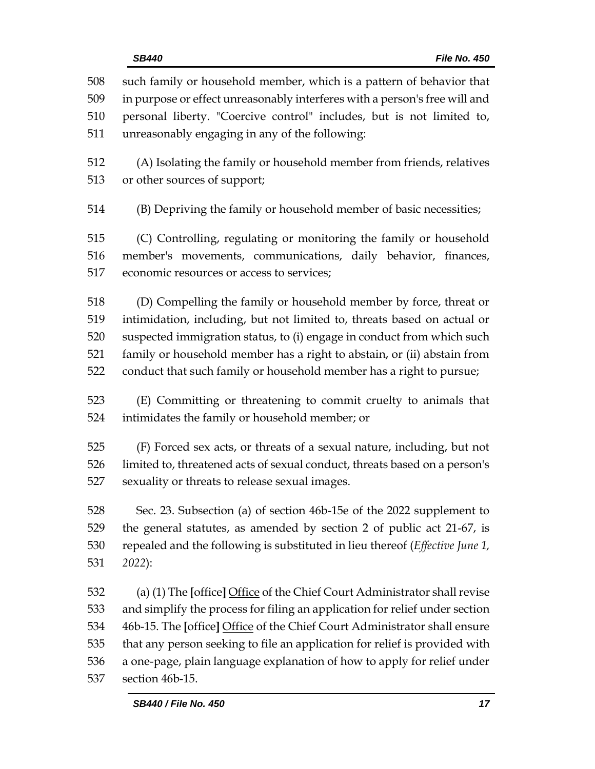such family or household member, which is a pattern of behavior that in purpose or effect unreasonably interferes with a person's free will and personal liberty. "Coercive control" includes, but is not limited to, unreasonably engaging in any of the following:

(A) Isolating the family or household member from friends, relatives or other sources of support;

(B) Depriving the family or household member of basic necessities;

(C) Controlling, regulating or monitoring the family or household member's movements, communications, daily behavior, finances, economic resources or access to services;

(D) Compelling the family or household member by force, threat or intimidation, including, but not limited to, threats based on actual or suspected immigration status, to (i) engage in conduct from which such family or household member has a right to abstain, or (ii) abstain from conduct that such family or household member has a right to pursue;

(E) Committing or threatening to commit cruelty to animals that intimidates the family or household member; or

(F) Forced sex acts, or threats of a sexual nature, including, but not limited to, threatened acts of sexual conduct, threats based on a person's sexuality or threats to release sexual images.

Sec. 23. Subsection (a) of section 46b-15e of the 2022 supplement to the general statutes, as amended by section 2 of public act 21-67, is repealed and the following is substituted in lieu thereof (*Effective June 1, 2022*):

(a) (1) The **[**office**]** <u>Office</u> of the Chief Court Administrator shall revise and simplify the process for filing an application for relief under section 46b-15. The **[**office**]** <u>Office</u> of the Chief Court Administrator shall ensure that any person seeking to file an application for relief is provided with a one-page, plain language explanation of how to apply for relief under section 46b-15.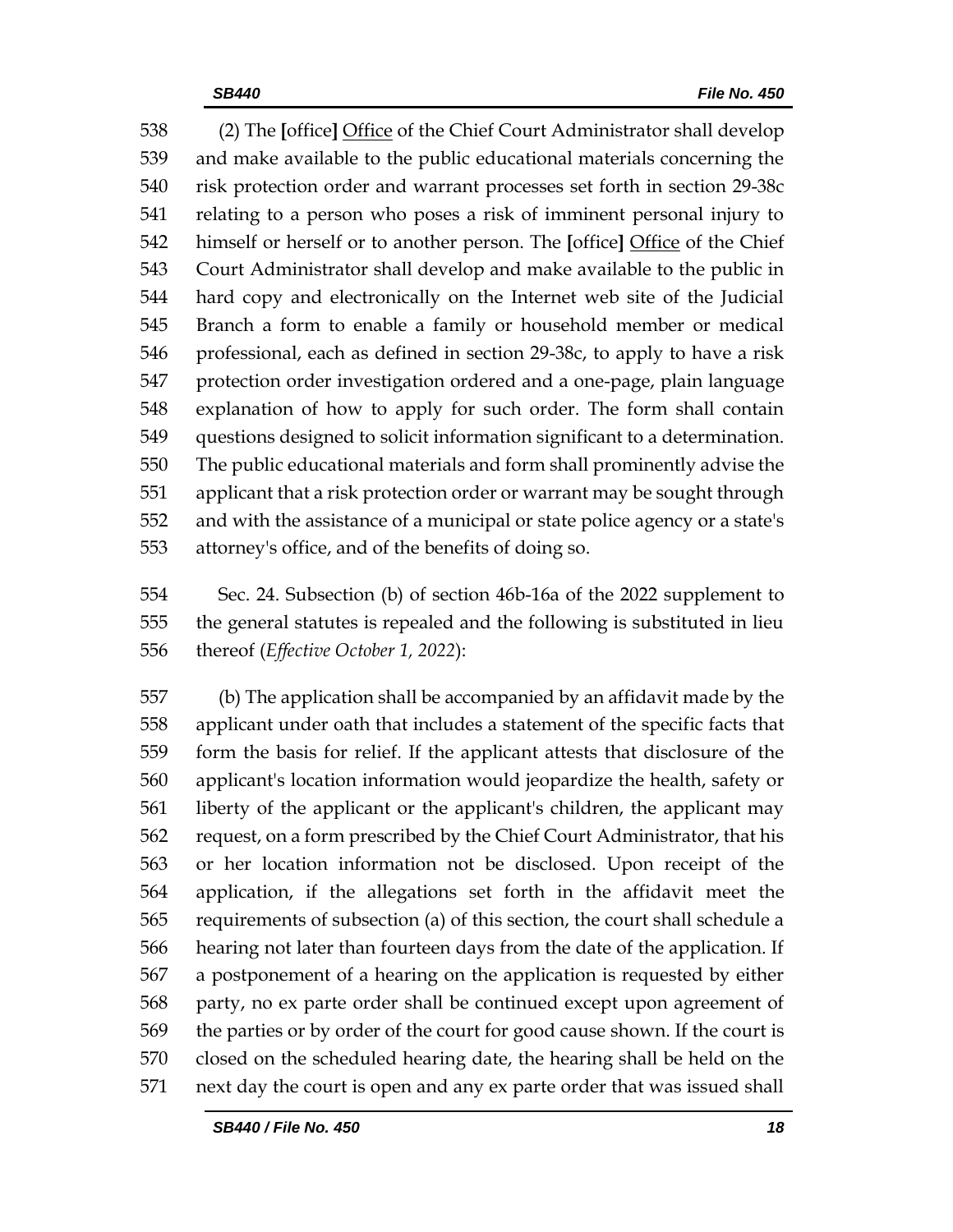(2) The [office] Office of the Chief Court Administrator shall develop and make available to the public educational materials concerning the risk protection order and warrant processes set forth in section 29-38c relating to a person who poses a risk of imminent personal injury to himself or herself or to another person. The [office] Office of the Chief Court Administrator shall develop and make available to the public in hard copy and electronically on the Internet web site of the Judicial Branch a form to enable a family or household member or medical professional, each as defined in section 29-38c, to apply to have a risk protection order investigation ordered and a one-page, plain language explanation of how to apply for such order. The form shall contain questions designed to solicit information significant to a determination. The public educational materials and form shall prominently advise the applicant that a risk protection order or warrant may be sought through and with the assistance of a municipal or state police agency or a state's attorney's office, and of the benefits of doing so.

Sec. 24. Subsection (b) of section 46b-16a of the 2022 supplement to the general statutes is repealed and the following is substituted in lieu thereof (*Effective October 1, 2022*):

(b) The application shall be accompanied by an affidavit made by the applicant under oath that includes a statement of the specific facts that form the basis for relief. If the applicant attests that disclosure of the applicant's location information would jeopardize the health, safety or liberty of the applicant or the applicant's children, the applicant may request, on a form prescribed by the Chief Court Administrator, that his or her location information not be disclosed. Upon receipt of the application, if the allegations set forth in the affidavit meet the requirements of subsection (a) of this section, the court shall schedule a hearing not later than fourteen days from the date of the application. If a postponement of a hearing on the application is requested by either party, no ex parte order shall be continued except upon agreement of the parties or by order of the court for good cause shown. If the court is closed on the scheduled hearing date, the hearing shall be held on the next day the court is open and any ex parte order that was issued shall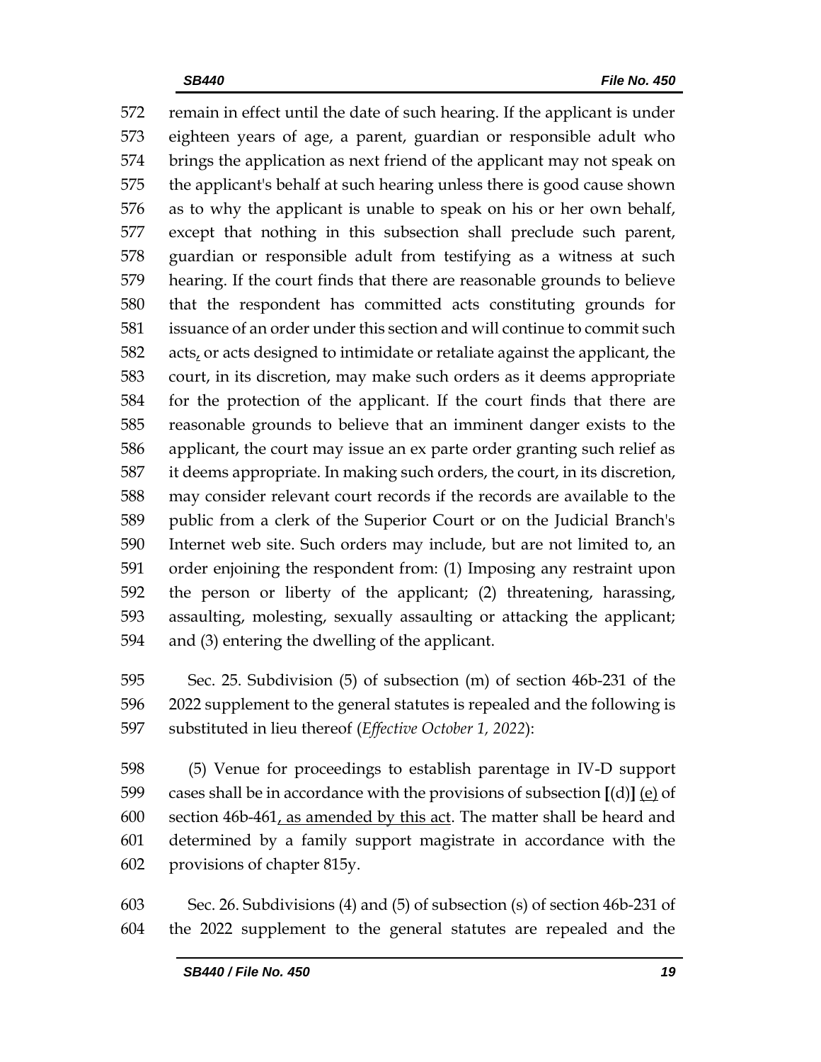remain in effect until the date of such hearing. If the applicant is under eighteen years of age, a parent, guardian or responsible adult who brings the application as next friend of the applicant may not speak on the applicant's behalf at such hearing unless there is good cause shown as to why the applicant is unable to speak on his or her own behalf, except that nothing in this subsection shall preclude such parent, guardian or responsible adult from testifying as a witness at such hearing. If the court finds that there are reasonable grounds to believe that the respondent has committed acts constituting grounds for issuance of an order under this section and will continue to commit such acts, or acts designed to intimidate or retaliate against the applicant, the court, in its discretion, may make such orders as it deems appropriate for the protection of the applicant. If the court finds that there are reasonable grounds to believe that an imminent danger exists to the applicant, the court may issue an ex parte order granting such relief as it deems appropriate. In making such orders, the court, in its discretion, may consider relevant court records if the records are available to the public from a clerk of the Superior Court or on the Judicial Branch's Internet web site. Such orders may include, but are not limited to, an order enjoining the respondent from: (1) Imposing any restraint upon the person or liberty of the applicant; (2) threatening, harassing, assaulting, molesting, sexually assaulting or attacking the applicant; and (3) entering the dwelling of the applicant.

Sec. 25. Subdivision (5) of subsection (m) of section 46b-231 of the 2022 supplement to the general statutes is repealed and the following is substituted in lieu thereof (*Effective October 1, 2022*):

(5) Venue for proceedings to establish parentage in IV-D support cases shall be in accordance with the provisions of subsection **[**(d)**]** (e) of section 46b-461, as amended by this act. The matter shall be heard and determined by a family support magistrate in accordance with the provisions of chapter 815y.

Sec. 26. Subdivisions (4) and (5) of subsection (s) of section 46b-231 of the 2022 supplement to the general statutes are repealed and the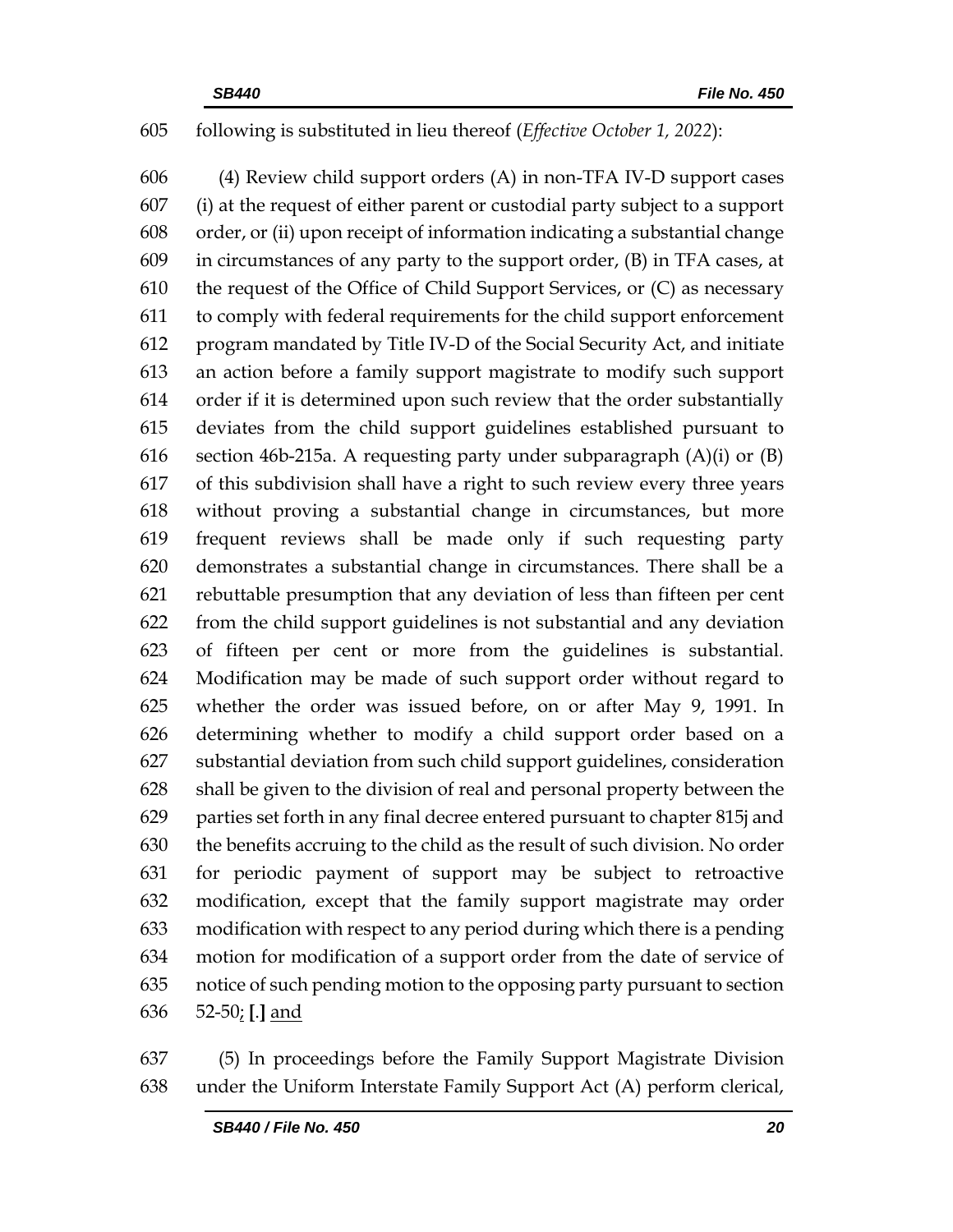following is substituted in lieu thereof (*Effective October 1, 2022*):

(4) Review child support orders (A) in non-TFA IV-D support cases (i) at the request of either parent or custodial party subject to a support order, or (ii) upon receipt of information indicating a substantial change in circumstances of any party to the support order, (B) in TFA cases, at the request of the Office of Child Support Services, or (C) as necessary to comply with federal requirements for the child support enforcement program mandated by Title IV-D of the Social Security Act, and initiate an action before a family support magistrate to modify such support order if it is determined upon such review that the order substantially deviates from the child support guidelines established pursuant to section 46b-215a. A requesting party under subparagraph (A)(i) or (B) of this subdivision shall have a right to such review every three years without proving a substantial change in circumstances, but more frequent reviews shall be made only if such requesting party demonstrates a substantial change in circumstances. There shall be a rebuttable presumption that any deviation of less than fifteen per cent from the child support guidelines is not substantial and any deviation of fifteen per cent or more from the guidelines is substantial. Modification may be made of such support order without regard to whether the order was issued before, on or after May 9, 1991. In determining whether to modify a child support order based on a substantial deviation from such child support guidelines, consideration shall be given to the division of real and personal property between the parties set forth in any final decree entered pursuant to chapter 815j and the benefits accruing to the child as the result of such division. No order for periodic payment of support may be subject to retroactive modification, except that the family support magistrate may order modification with respect to any period during which there is a pending motion for modification of a support order from the date of service of notice of such pending motion to the opposing party pursuant to section 52-50; **[**.**]** and

(5) In proceedings before the Family Support Magistrate Division under the Uniform Interstate Family Support Act (A) perform clerical,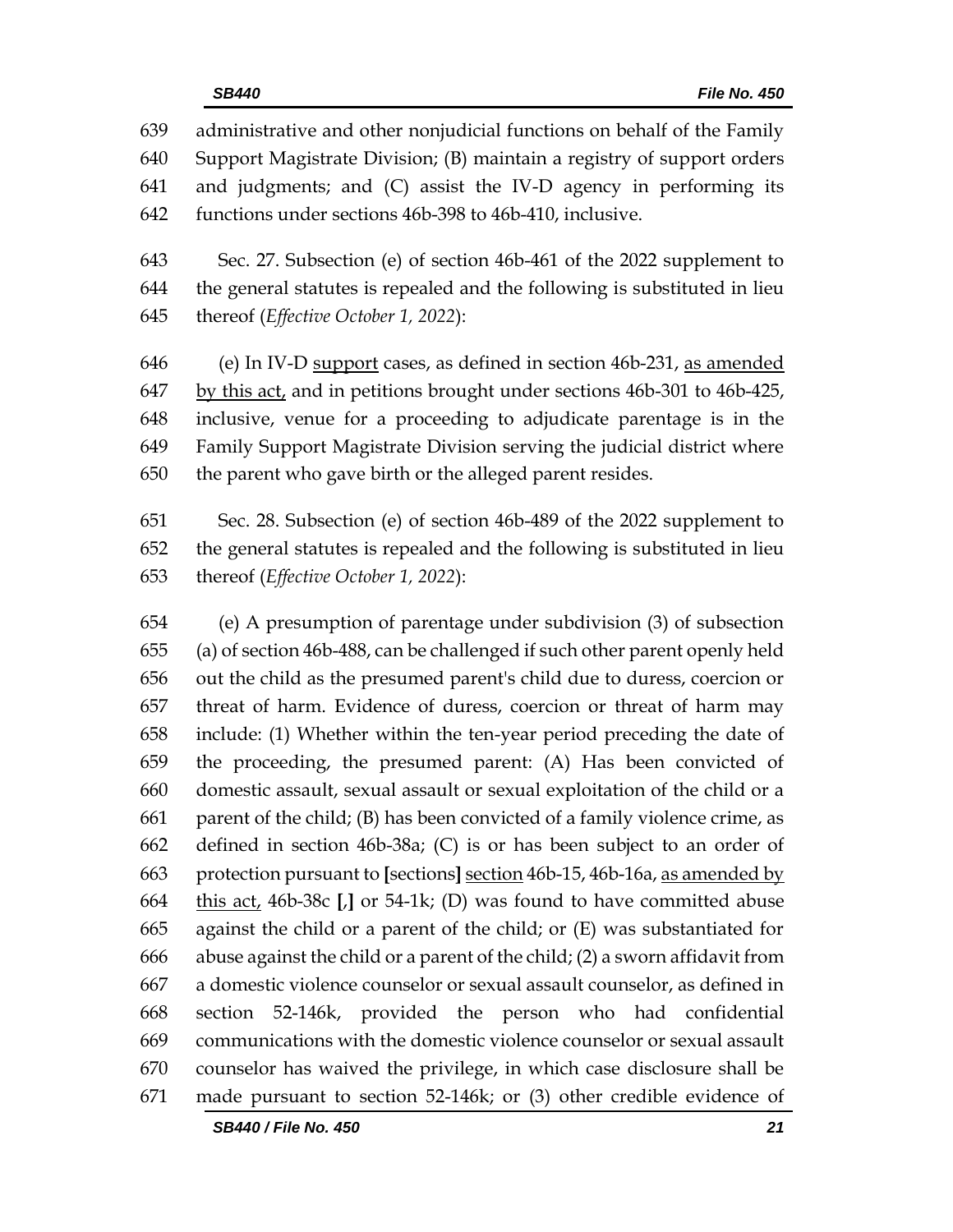administrative and other nonjudicial functions on behalf of the Family Support Magistrate Division; (B) maintain a registry of support orders and judgments; and (C) assist the IV-D agency in performing its functions under sections 46b-398 to 46b-410, inclusive.

Sec. 27. Subsection (e) of section 46b-461 of the 2022 supplement to the general statutes is repealed and the following is substituted in lieu thereof (*Effective October 1, 2022*):

(e) In IV-D support cases, as defined in section 46b-231, as amended by this act, and in petitions brought under sections 46b-301 to 46b-425, inclusive, venue for a proceeding to adjudicate parentage is in the Family Support Magistrate Division serving the judicial district where the parent who gave birth or the alleged parent resides.

Sec. 28. Subsection (e) of section 46b-489 of the 2022 supplement to the general statutes is repealed and the following is substituted in lieu thereof (*Effective October 1, 2022*):

(e) A presumption of parentage under subdivision (3) of subsection (a) of section 46b-488, can be challenged if such other parent openly held out the child as the presumed parent's child due to duress, coercion or threat of harm. Evidence of duress, coercion or threat of harm may include: (1) Whether within the ten-year period preceding the date of the proceeding, the presumed parent: (A) Has been convicted of domestic assault, sexual assault or sexual exploitation of the child or a parent of the child; (B) has been convicted of a family violence crime, as defined in section 46b-38a; (C) is or has been subject to an order of protection pursuant to **[**sections**]** section 46b-15, 46b-16a, as amended by this act, 46b-38c **[**,**]** or 54-1k; (D) was found to have committed abuse against the child or a parent of the child; or (E) was substantiated for abuse against the child or a parent of the child; (2) a sworn affidavit from a domestic violence counselor or sexual assault counselor, as defined in section 52-146k, provided the person who had confidential communications with the domestic violence counselor or sexual assault counselor has waived the privilege, in which case disclosure shall be made pursuant to section 52-146k; or (3) other credible evidence of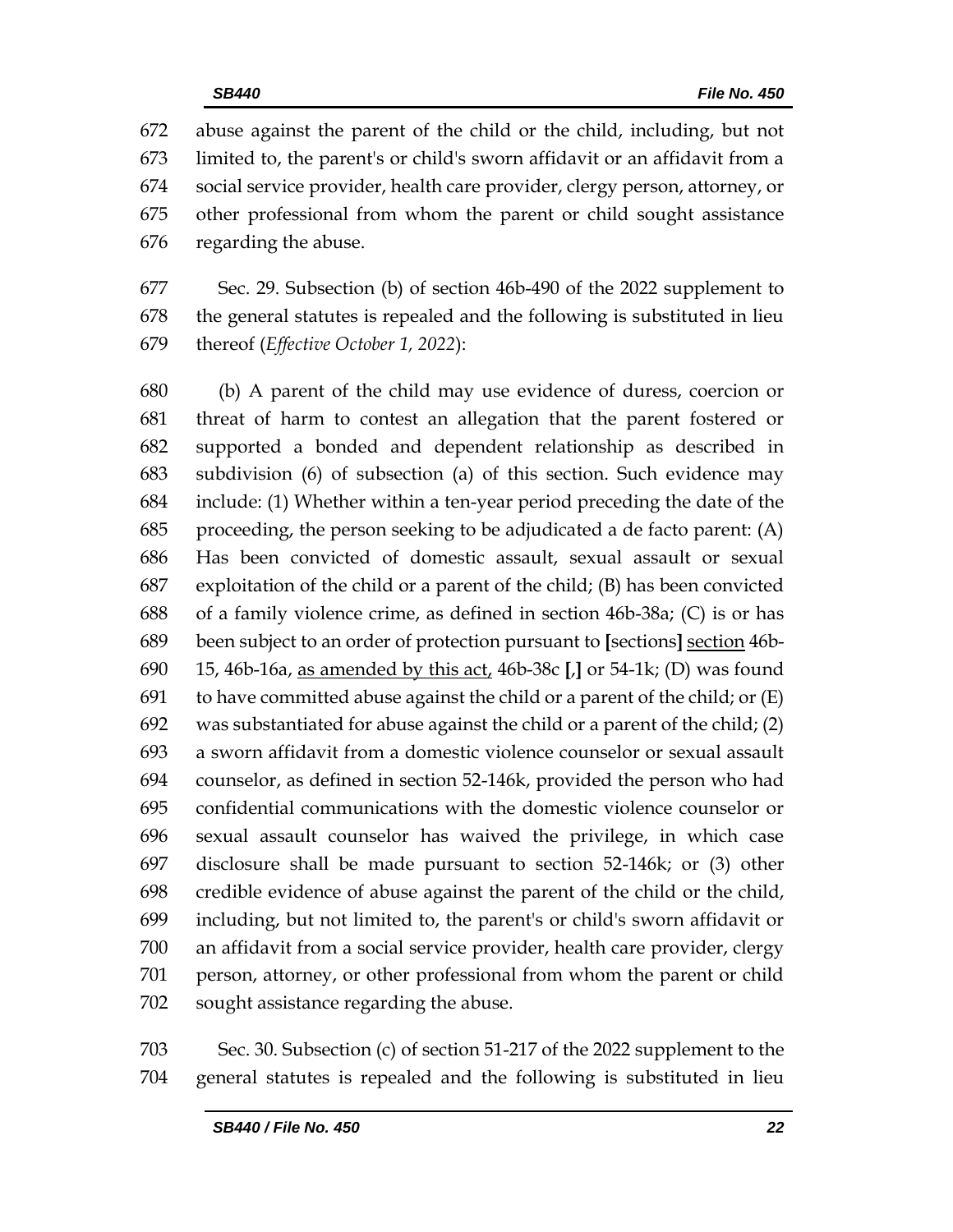abuse against the parent of the child or the child, including, but not limited to, the parent's or child's sworn affidavit or an affidavit from a social service provider, health care provider, clergy person, attorney, or other professional from whom the parent or child sought assistance regarding the abuse.

Sec. 29. Subsection (b) of section 46b-490 of the 2022 supplement to the general statutes is repealed and the following is substituted in lieu thereof (*Effective October 1, 2022*):

(b) A parent of the child may use evidence of duress, coercion or threat of harm to contest an allegation that the parent fostered or supported a bonded and dependent relationship as described in subdivision (6) of subsection (a) of this section. Such evidence may include: (1) Whether within a ten-year period preceding the date of the proceeding, the person seeking to be adjudicated a de facto parent: (A) Has been convicted of domestic assault, sexual assault or sexual exploitation of the child or a parent of the child; (B) has been convicted of a family violence crime, as defined in section 46b-38a; (C) is or has been subject to an order of protection pursuant to **[**sections**]** <u>section</u> 46b-15, 46b-16a, <u>as amended by this act,</u> 46b-38c **[**,**]** or 54-1k; (D) was found to have committed abuse against the child or a parent of the child; or (E) was substantiated for abuse against the child or a parent of the child; (2) a sworn affidavit from a domestic violence counselor or sexual assault counselor, as defined in section 52-146k, provided the person who had confidential communications with the domestic violence counselor or sexual assault counselor has waived the privilege, in which case disclosure shall be made pursuant to section 52-146k; or (3) other credible evidence of abuse against the parent of the child or the child, including, but not limited to, the parent's or child's sworn affidavit or an affidavit from a social service provider, health care provider, clergy person, attorney, or other professional from whom the parent or child sought assistance regarding the abuse.

Sec. 30. Subsection (c) of section 51-217 of the 2022 supplement to the general statutes is repealed and the following is substituted in lieu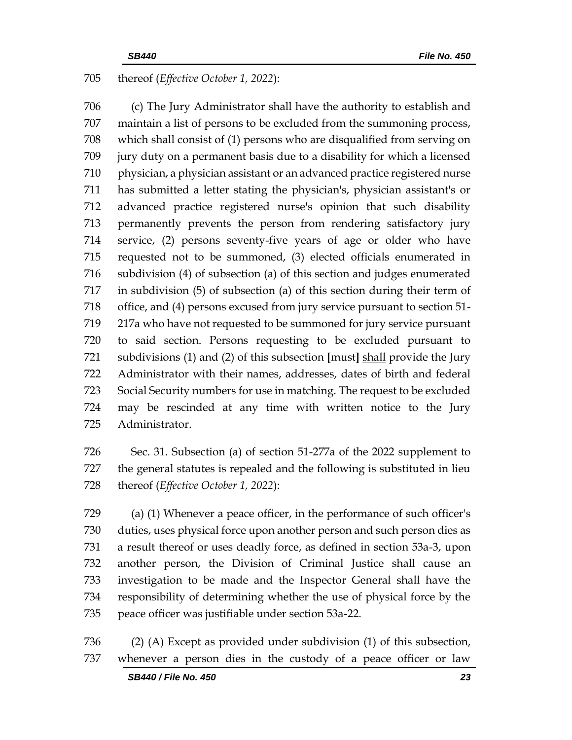thereof (*Effective October 1, 2022*):

(c) The Jury Administrator shall have the authority to establish and maintain a list of persons to be excluded from the summoning process, which shall consist of (1) persons who are disqualified from serving on jury duty on a permanent basis due to a disability for which a licensed physician, a physician assistant or an advanced practice registered nurse has submitted a letter stating the physician's, physician assistant's or advanced practice registered nurse's opinion that such disability permanently prevents the person from rendering satisfactory jury service, (2) persons seventy-five years of age or older who have requested not to be summoned, (3) elected officials enumerated in subdivision (4) of subsection (a) of this section and judges enumerated in subdivision (5) of subsection (a) of this section during their term of office, and (4) persons excused from jury service pursuant to section 51-217a who have not requested to be summoned for jury service pursuant to said section. Persons requesting to be excluded pursuant to subdivisions (1) and (2) of this subsection **[**must**]** <u>shall</u> provide the Jury Administrator with their names, addresses, dates of birth and federal Social Security numbers for use in matching. The request to be excluded may be rescinded at any time with written notice to the Jury Administrator.

Sec. 31. Subsection (a) of section 51-277a of the 2022 supplement to the general statutes is repealed and the following is substituted in lieu thereof (*Effective October 1, 2022*):

(a) (1) Whenever a peace officer, in the performance of such officer's duties, uses physical force upon another person and such person dies as a result thereof or uses deadly force, as defined in section 53a-3, upon another person, the Division of Criminal Justice shall cause an investigation to be made and the Inspector General shall have the responsibility of determining whether the use of physical force by the peace officer was justifiable under section 53a-22.

(2) (A) Except as provided under subdivision (1) of this subsection, whenever a person dies in the custody of a peace officer or law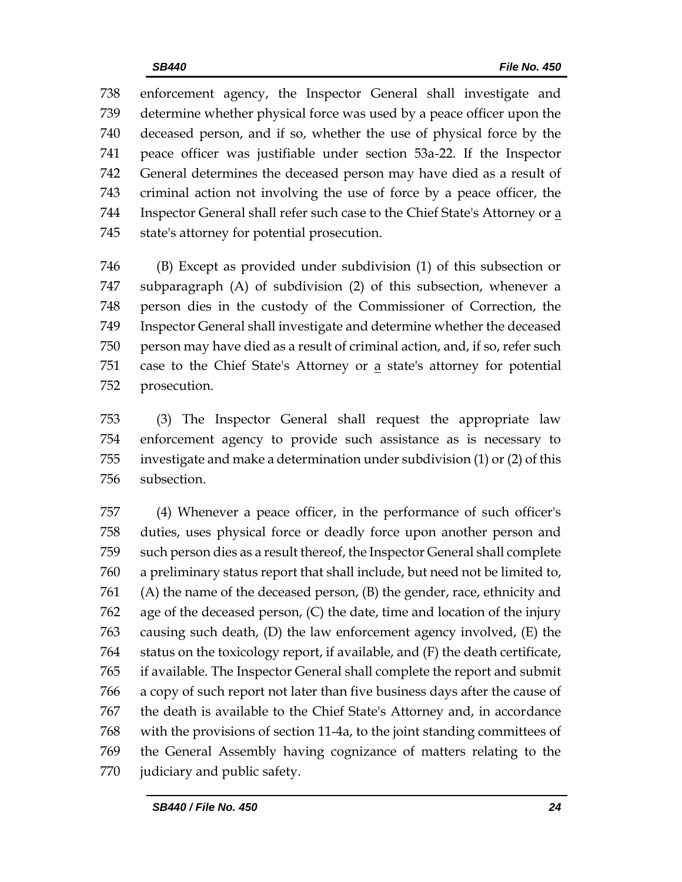enforcement agency, the Inspector General shall investigate and determine whether physical force was used by a peace officer upon the deceased person, and if so, whether the use of physical force by the peace officer was justifiable under section 53a-22. If the Inspector General determines the deceased person may have died as a result of criminal action not involving the use of force by a peace officer, the Inspector General shall refer such case to the Chief State's Attorney or a state's attorney for potential prosecution.

(B) Except as provided under subdivision (1) of this subsection or subparagraph (A) of subdivision (2) of this subsection, whenever a person dies in the custody of the Commissioner of Correction, the Inspector General shall investigate and determine whether the deceased person may have died as a result of criminal action, and, if so, refer such case to the Chief State's Attorney or a state's attorney for potential prosecution.

(3) The Inspector General shall request the appropriate law enforcement agency to provide such assistance as is necessary to investigate and make a determination under subdivision (1) or (2) of this subsection.

(4) Whenever a peace officer, in the performance of such officer's duties, uses physical force or deadly force upon another person and such person dies as a result thereof, the Inspector General shall complete a preliminary status report that shall include, but need not be limited to, (A) the name of the deceased person, (B) the gender, race, ethnicity and age of the deceased person, (C) the date, time and location of the injury causing such death, (D) the law enforcement agency involved, (E) the status on the toxicology report, if available, and (F) the death certificate, if available. The Inspector General shall complete the report and submit a copy of such report not later than five business days after the cause of the death is available to the Chief State's Attorney and, in accordance with the provisions of section 11-4a, to the joint standing committees of the General Assembly having cognizance of matters relating to the judiciary and public safety.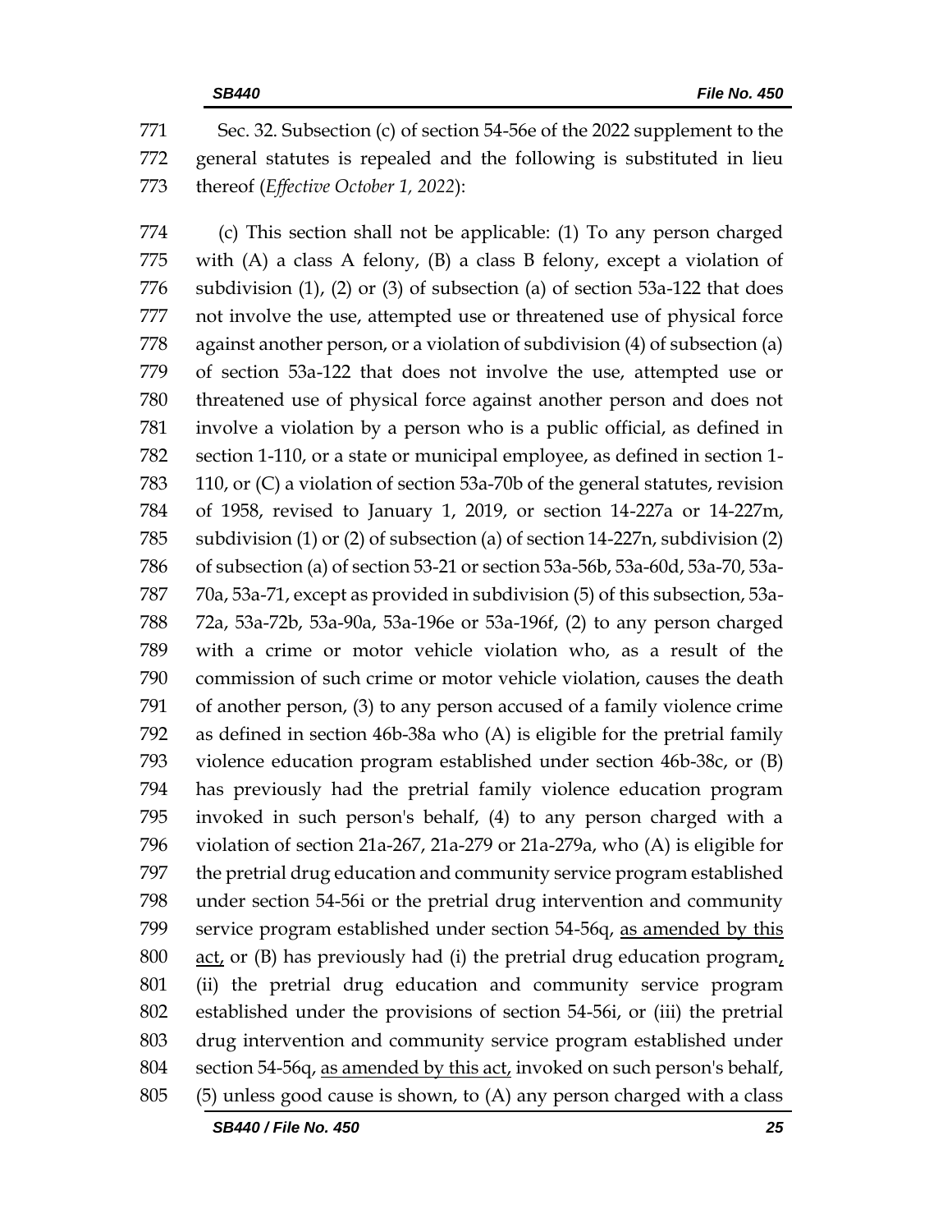Sec. 32. Subsection (c) of section 54-56e of the 2022 supplement to the general statutes is repealed and the following is substituted in lieu thereof (*Effective October 1, 2022*):

(c) This section shall not be applicable: (1) To any person charged with (A) a class A felony, (B) a class B felony, except a violation of subdivision (1), (2) or (3) of subsection (a) of section 53a-122 that does not involve the use, attempted use or threatened use of physical force against another person, or a violation of subdivision (4) of subsection (a) of section 53a-122 that does not involve the use, attempted use or threatened use of physical force against another person and does not involve a violation by a person who is a public official, as defined in section 1-110, or a state or municipal employee, as defined in section 1-110, or (C) a violation of section 53a-70b of the general statutes, revision of 1958, revised to January 1, 2019, or section 14-227a or 14-227m, subdivision (1) or (2) of subsection (a) of section 14-227n, subdivision (2) of subsection (a) of section 53-21 or section 53a-56b, 53a-60d, 53a-70, 53a-70a, 53a-71, except as provided in subdivision (5) of this subsection, 53a-72a, 53a-72b, 53a-90a, 53a-196e or 53a-196f, (2) to any person charged with a crime or motor vehicle violation who, as a result of the commission of such crime or motor vehicle violation, causes the death of another person, (3) to any person accused of a family violence crime as defined in section 46b-38a who (A) is eligible for the pretrial family violence education program established under section 46b-38c, or (B) has previously had the pretrial family violence education program invoked in such person's behalf, (4) to any person charged with a violation of section 21a-267, 21a-279 or 21a-279a, who (A) is eligible for the pretrial drug education and community service program established under section 54-56i or the pretrial drug intervention and community service program established under section 54-56q, <u>as amended by this act,</u> or (B) has previously had (i) the pretrial drug education program<u>,</u> (ii) the pretrial drug education and community service program established under the provisions of section 54-56i, or (iii) the pretrial drug intervention and community service program established under section 54-56q, <u>as amended by this act,</u> invoked on such person's behalf, (5) unless good cause is shown, to (A) any person charged with a class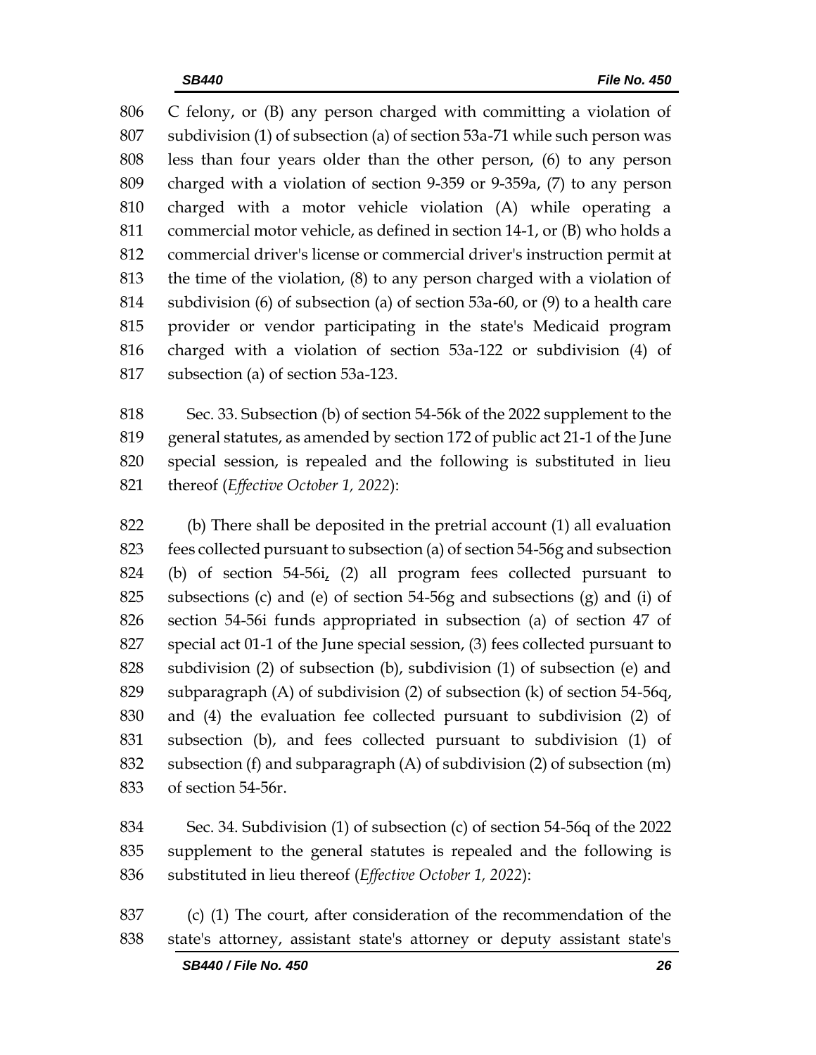806 C felony, or (B) any person charged with committing a violation of
807 subdivision (1) of subsection (a) of section 53a-71 while such person was
808 less than four years older than the other person, (6) to any person
809 charged with a violation of section 9-359 or 9-359a, (7) to any person
810 charged with a motor vehicle violation (A) while operating a
811 commercial motor vehicle, as defined in section 14-1, or (B) who holds a
812 commercial driver's license or commercial driver's instruction permit at
813 the time of the violation, (8) to any person charged with a violation of
814 subdivision (6) of subsection (a) of section 53a-60, or (9) to a health care
815 provider or vendor participating in the state's Medicaid program
816 charged with a violation of section 53a-122 or subdivision (4) of
817 subsection (a) of section 53a-123.

818 Sec. 33. Subsection (b) of section 54-56k of the 2022 supplement to the
819 general statutes, as amended by section 172 of public act 21-1 of the June
820 special session, is repealed and the following is substituted in lieu
821 thereof (*Effective October 1, 2022*):

822 (b) There shall be deposited in the pretrial account (1) all evaluation
823 fees collected pursuant to subsection (a) of section 54-56g and subsection
824 (b) of section 54-56i, (2) all program fees collected pursuant to
825 subsections (c) and (e) of section 54-56g and subsections (g) and (i) of
826 section 54-56i funds appropriated in subsection (a) of section 47 of
827 special act 01-1 of the June special session, (3) fees collected pursuant to
828 subdivision (2) of subsection (b), subdivision (1) of subsection (e) and
829 subparagraph (A) of subdivision (2) of subsection (k) of section 54-56q,
830 and (4) the evaluation fee collected pursuant to subdivision (2) of
831 subsection (b), and fees collected pursuant to subdivision (1) of
832 subsection (f) and subparagraph (A) of subdivision (2) of subsection (m)
833 of section 54-56r.

834 Sec. 34. Subdivision (1) of subsection (c) of section 54-56q of the 2022
835 supplement to the general statutes is repealed and the following is
836 substituted in lieu thereof (*Effective October 1, 2022*):

837 (c) (1) The court, after consideration of the recommendation of the
838 state's attorney, assistant state's attorney or deputy assistant state's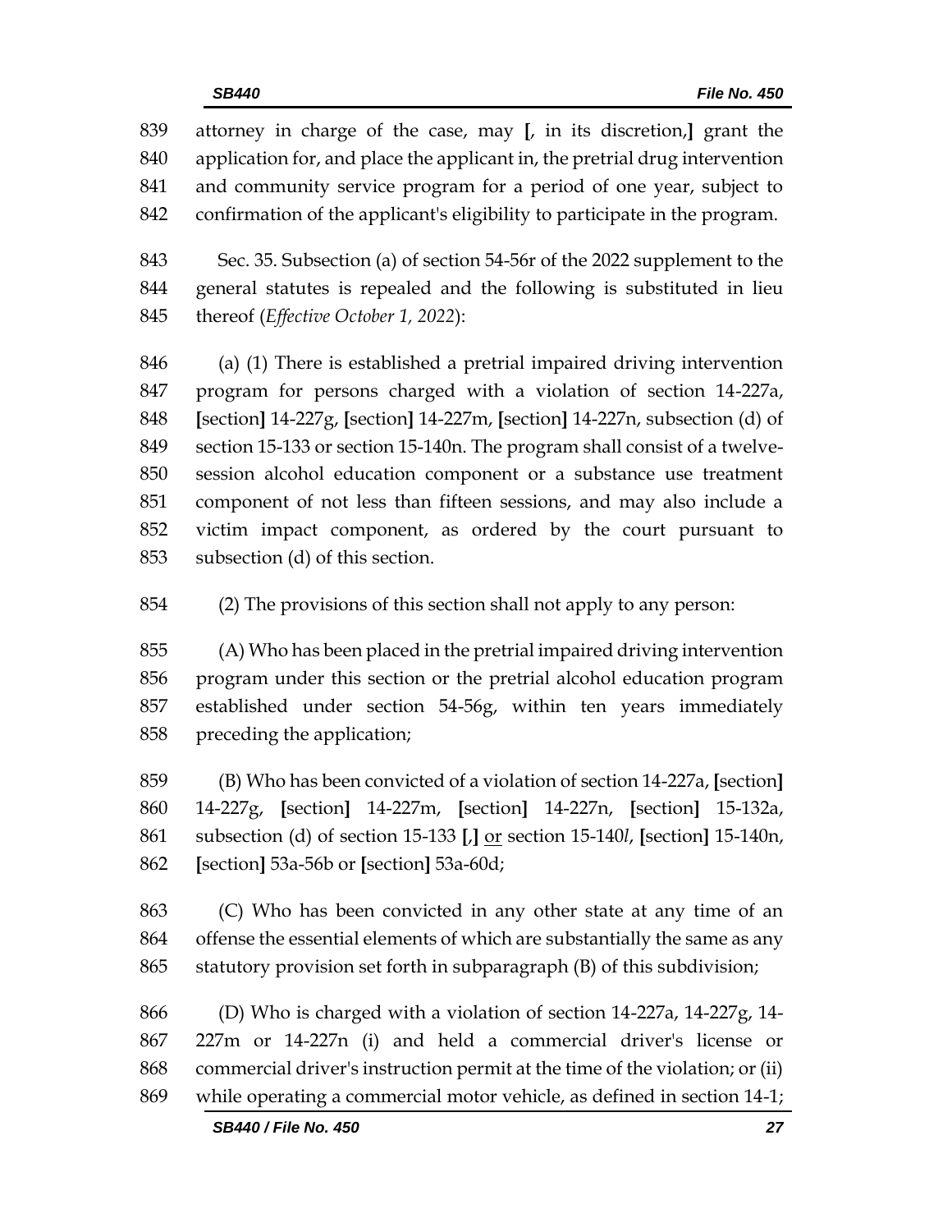attorney in charge of the case, may [, in its discretion,] grant the application for, and place the applicant in, the pretrial drug intervention and community service program for a period of one year, subject to confirmation of the applicant's eligibility to participate in the program.

Sec. 35. Subsection (a) of section 54-56r of the 2022 supplement to the general statutes is repealed and the following is substituted in lieu thereof (*Effective October 1, 2022*):

(a) (1) There is established a pretrial impaired driving intervention program for persons charged with a violation of section 14-227a, [section] 14-227g, [section] 14-227m, [section] 14-227n, subsection (d) of section 15-133 or section 15-140n. The program shall consist of a twelve-session alcohol education component or a substance use treatment component of not less than fifteen sessions, and may also include a victim impact component, as ordered by the court pursuant to subsection (d) of this section.

(2) The provisions of this section shall not apply to any person:

(A) Who has been placed in the pretrial impaired driving intervention program under this section or the pretrial alcohol education program established under section 54-56g, within ten years immediately preceding the application;

(B) Who has been convicted of a violation of section 14-227a, [section] 14-227g, [section] 14-227m, [section] 14-227n, [section] 15-132a, subsection (d) of section 15-133 [,] <u>or</u> section 15-140*l*, [section] 15-140n, [section] 53a-56b or [section] 53a-60d;

(C) Who has been convicted in any other state at any time of an offense the essential elements of which are substantially the same as any statutory provision set forth in subparagraph (B) of this subdivision;

(D) Who is charged with a violation of section 14-227a, 14-227g, 14-227m or 14-227n (i) and held a commercial driver's license or commercial driver's instruction permit at the time of the violation; or (ii) while operating a commercial motor vehicle, as defined in section 14-1;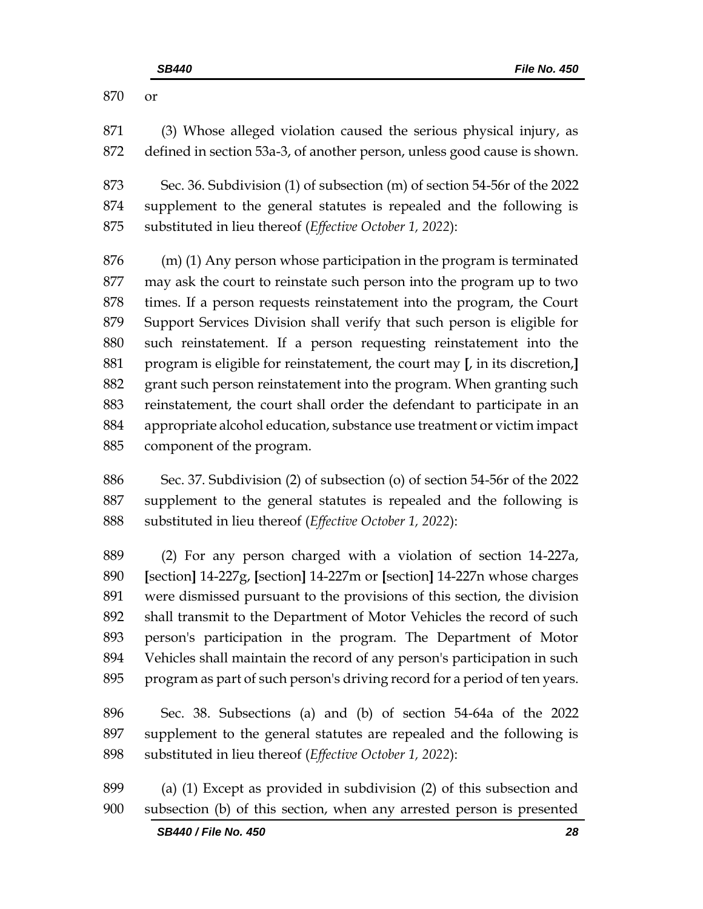or

(3) Whose alleged violation caused the serious physical injury, as defined in section 53a-3, of another person, unless good cause is shown.

Sec. 36. Subdivision (1) of subsection (m) of section 54-56r of the 2022 supplement to the general statutes is repealed and the following is substituted in lieu thereof (*Effective October 1, 2022*):

(m) (1) Any person whose participation in the program is terminated may ask the court to reinstate such person into the program up to two times. If a person requests reinstatement into the program, the Court Support Services Division shall verify that such person is eligible for such reinstatement. If a person requesting reinstatement into the program is eligible for reinstatement, the court may **[**, in its discretion,**]** grant such person reinstatement into the program. When granting such reinstatement, the court shall order the defendant to participate in an appropriate alcohol education, substance use treatment or victim impact component of the program.

Sec. 37. Subdivision (2) of subsection (o) of section 54-56r of the 2022 supplement to the general statutes is repealed and the following is substituted in lieu thereof (*Effective October 1, 2022*):

(2) For any person charged with a violation of section 14-227a, **[**section**]** 14-227g, **[**section**]** 14-227m or **[**section**]** 14-227n whose charges were dismissed pursuant to the provisions of this section, the division shall transmit to the Department of Motor Vehicles the record of such person's participation in the program. The Department of Motor Vehicles shall maintain the record of any person's participation in such program as part of such person's driving record for a period of ten years.

Sec. 38. Subsections (a) and (b) of section 54-64a of the 2022 supplement to the general statutes are repealed and the following is substituted in lieu thereof (*Effective October 1, 2022*):

(a) (1) Except as provided in subdivision (2) of this subsection and subsection (b) of this section, when any arrested person is presented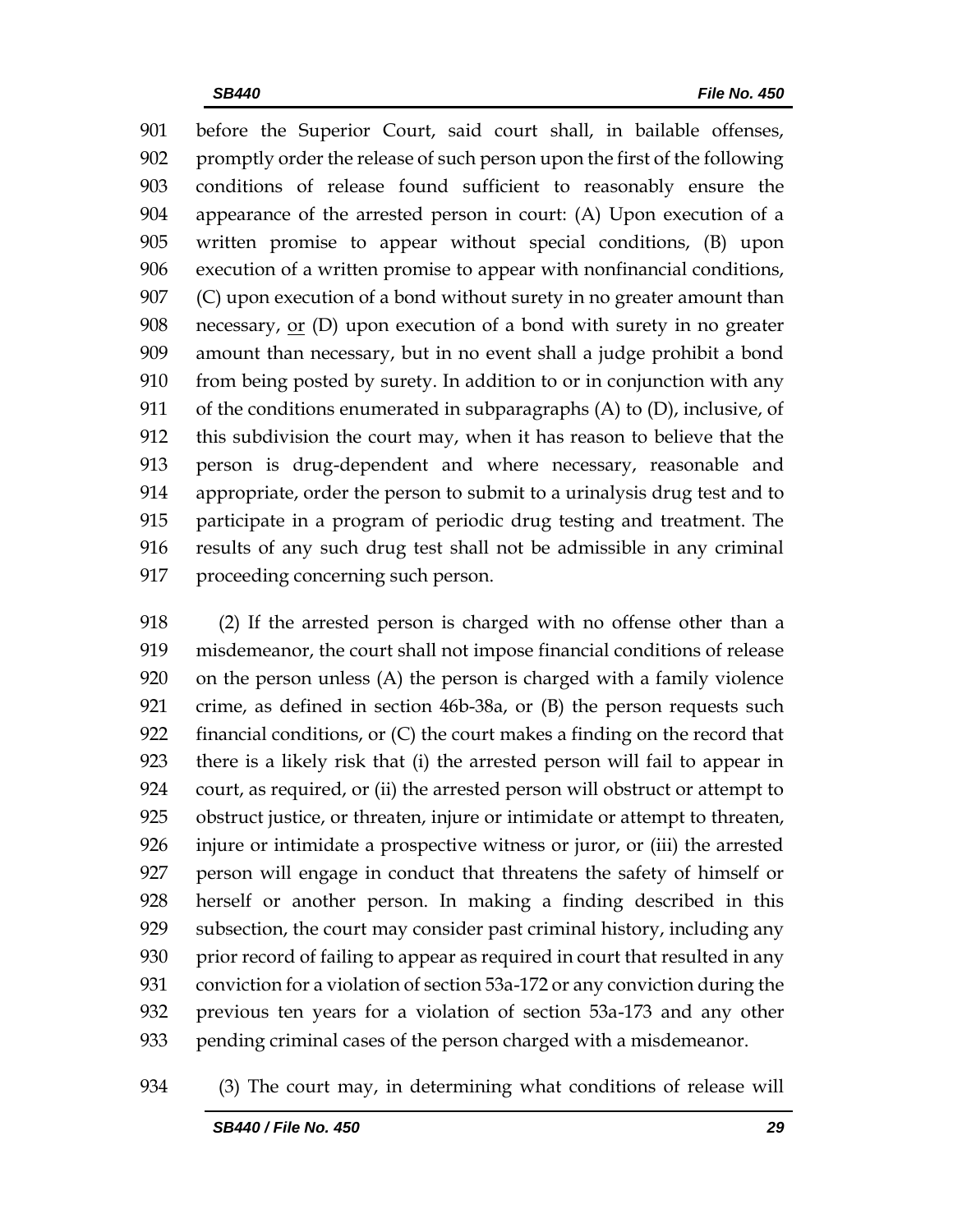before the Superior Court, said court shall, in bailable offenses, promptly order the release of such person upon the first of the following conditions of release found sufficient to reasonably ensure the appearance of the arrested person in court: (A) Upon execution of a written promise to appear without special conditions, (B) upon execution of a written promise to appear with nonfinancial conditions, (C) upon execution of a bond without surety in no greater amount than necessary, <u>or</u> (D) upon execution of a bond with surety in no greater amount than necessary, but in no event shall a judge prohibit a bond from being posted by surety. In addition to or in conjunction with any of the conditions enumerated in subparagraphs (A) to (D), inclusive, of this subdivision the court may, when it has reason to believe that the person is drug-dependent and where necessary, reasonable and appropriate, order the person to submit to a urinalysis drug test and to participate in a program of periodic drug testing and treatment. The results of any such drug test shall not be admissible in any criminal proceeding concerning such person.

(2) If the arrested person is charged with no offense other than a misdemeanor, the court shall not impose financial conditions of release on the person unless (A) the person is charged with a family violence crime, as defined in section 46b-38a, or (B) the person requests such financial conditions, or (C) the court makes a finding on the record that there is a likely risk that (i) the arrested person will fail to appear in court, as required, or (ii) the arrested person will obstruct or attempt to obstruct justice, or threaten, injure or intimidate or attempt to threaten, injure or intimidate a prospective witness or juror, or (iii) the arrested person will engage in conduct that threatens the safety of himself or herself or another person. In making a finding described in this subsection, the court may consider past criminal history, including any prior record of failing to appear as required in court that resulted in any conviction for a violation of section 53a-172 or any conviction during the previous ten years for a violation of section 53a-173 and any other pending criminal cases of the person charged with a misdemeanor.

(3) The court may, in determining what conditions of release will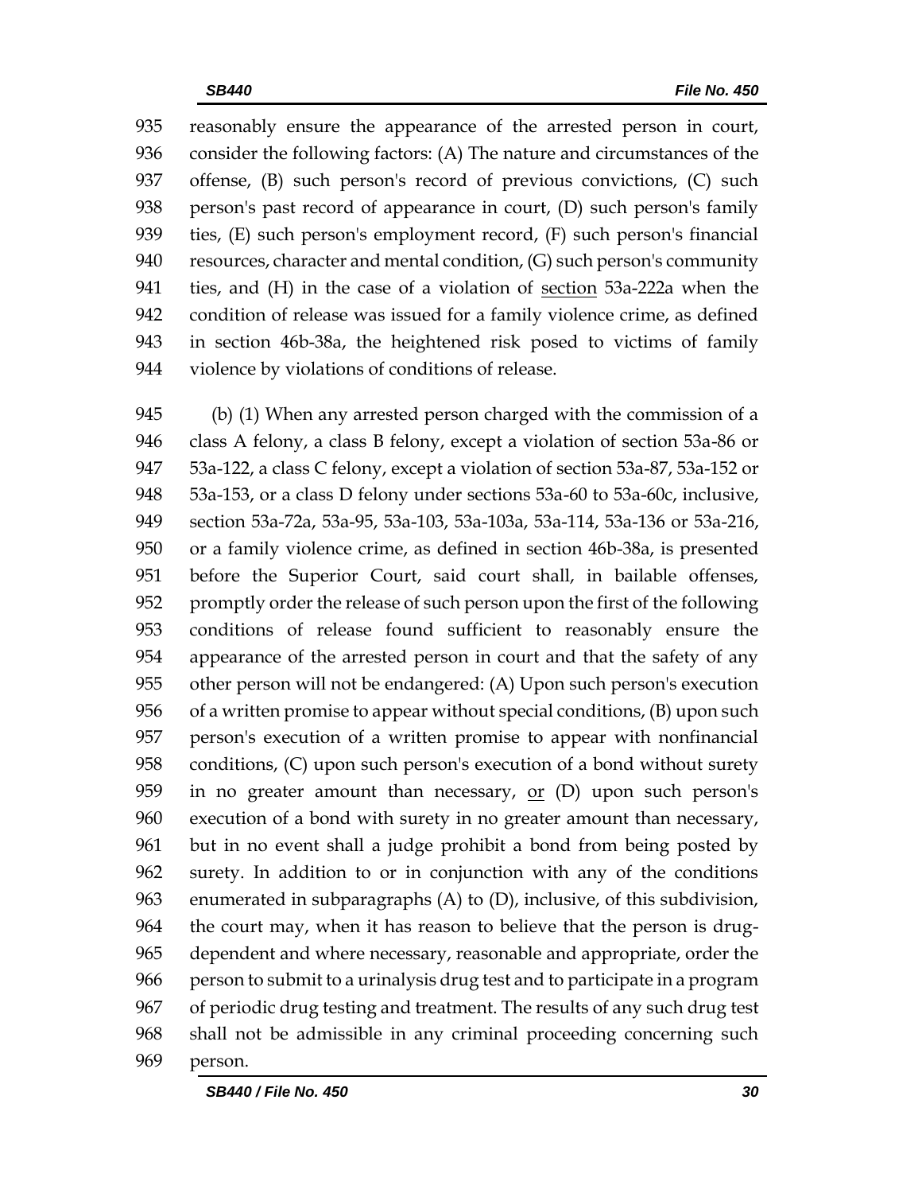reasonably ensure the appearance of the arrested person in court, consider the following factors: (A) The nature and circumstances of the offense, (B) such person's record of previous convictions, (C) such person's past record of appearance in court, (D) such person's family ties, (E) such person's employment record, (F) such person's financial resources, character and mental condition, (G) such person's community ties, and (H) in the case of a violation of section 53a-222a when the condition of release was issued for a family violence crime, as defined in section 46b-38a, the heightened risk posed to victims of family violence by violations of conditions of release.

(b) (1) When any arrested person charged with the commission of a class A felony, a class B felony, except a violation of section 53a-86 or 53a-122, a class C felony, except a violation of section 53a-87, 53a-152 or 53a-153, or a class D felony under sections 53a-60 to 53a-60c, inclusive, section 53a-72a, 53a-95, 53a-103, 53a-103a, 53a-114, 53a-136 or 53a-216, or a family violence crime, as defined in section 46b-38a, is presented before the Superior Court, said court shall, in bailable offenses, promptly order the release of such person upon the first of the following conditions of release found sufficient to reasonably ensure the appearance of the arrested person in court and that the safety of any other person will not be endangered: (A) Upon such person's execution of a written promise to appear without special conditions, (B) upon such person's execution of a written promise to appear with nonfinancial conditions, (C) upon such person's execution of a bond without surety in no greater amount than necessary, or (D) upon such person's execution of a bond with surety in no greater amount than necessary, but in no event shall a judge prohibit a bond from being posted by surety. In addition to or in conjunction with any of the conditions enumerated in subparagraphs (A) to (D), inclusive, of this subdivision, the court may, when it has reason to believe that the person is drug-dependent and where necessary, reasonable and appropriate, order the person to submit to a urinalysis drug test and to participate in a program of periodic drug testing and treatment. The results of any such drug test shall not be admissible in any criminal proceeding concerning such person.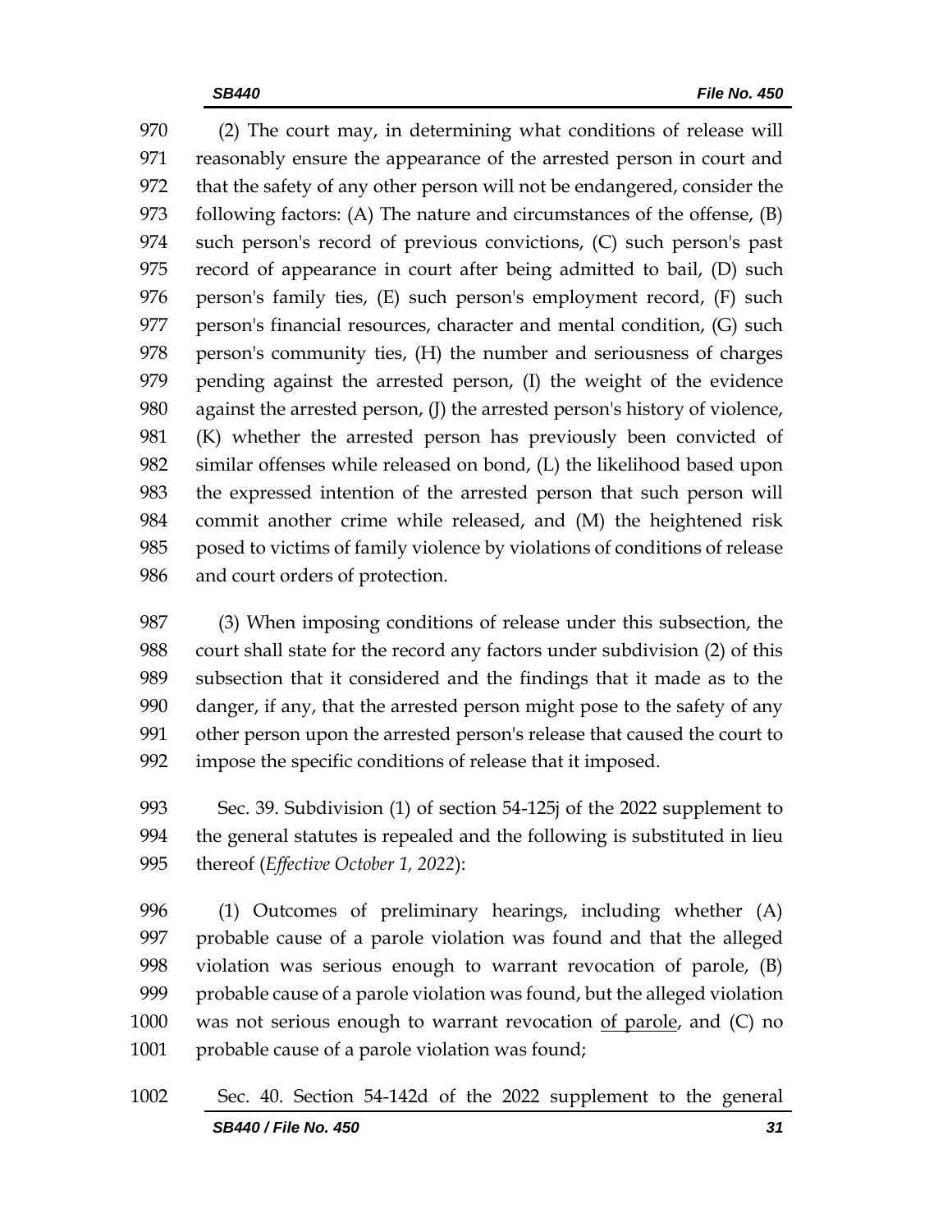(2) The court may, in determining what conditions of release will reasonably ensure the appearance of the arrested person in court and that the safety of any other person will not be endangered, consider the following factors: (A) The nature and circumstances of the offense, (B) such person's record of previous convictions, (C) such person's past record of appearance in court after being admitted to bail, (D) such person's family ties, (E) such person's employment record, (F) such person's financial resources, character and mental condition, (G) such person's community ties, (H) the number and seriousness of charges pending against the arrested person, (I) the weight of the evidence against the arrested person, (J) the arrested person's history of violence, (K) whether the arrested person has previously been convicted of similar offenses while released on bond, (L) the likelihood based upon the expressed intention of the arrested person that such person will commit another crime while released, and (M) the heightened risk posed to victims of family violence by violations of conditions of release and court orders of protection.

(3) When imposing conditions of release under this subsection, the court shall state for the record any factors under subdivision (2) of this subsection that it considered and the findings that it made as to the danger, if any, that the arrested person might pose to the safety of any other person upon the arrested person's release that caused the court to impose the specific conditions of release that it imposed.

Sec. 39. Subdivision (1) of section 54-125j of the 2022 supplement to the general statutes is repealed and the following is substituted in lieu thereof (*Effective October 1, 2022*):

(1) Outcomes of preliminary hearings, including whether (A) probable cause of a parole violation was found and that the alleged violation was serious enough to warrant revocation of parole, (B) probable cause of a parole violation was found, but the alleged violation was not serious enough to warrant revocation <u>of parole</u>, and (C) no probable cause of a parole violation was found;

Sec. 40. Section 54-142d of the 2022 supplement to the general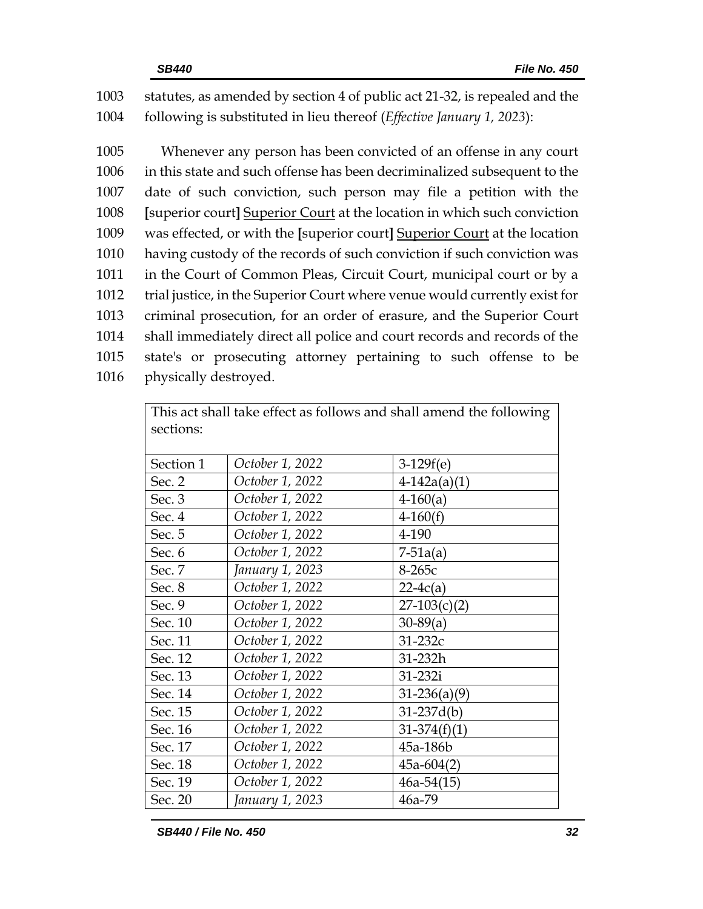1003 statutes, as amended by section 4 of public act 21-32, is repealed and the
1004 following is substituted in lieu thereof (*Effective January 1, 2023*):

1005 Whenever any person has been convicted of an offense in any court
1006 in this state and such offense has been decriminalized subsequent to the
1007 date of such conviction, such person may file a petition with the
1008 [superior court] Superior Court at the location in which such conviction
1009 was effected, or with the [superior court] Superior Court at the location
1010 having custody of the records of such conviction if such conviction was
1011 in the Court of Common Pleas, Circuit Court, municipal court or by a
1012 trial justice, in the Superior Court where venue would currently exist for
1013 criminal prosecution, for an order of erasure, and the Superior Court
1014 shall immediately direct all police and court records and records of the
1015 state's or prosecuting attorney pertaining to such offense to be
1016 physically destroyed.

| This act shall take effect as follows and shall amend the following sections: | | |
|---|---|---|
| Section 1 | *October 1, 2022* | 3-129f(e) |
| Sec. 2 | *October 1, 2022* | 4-142a(a)(1) |
| Sec. 3 | *October 1, 2022* | 4-160(a) |
| Sec. 4 | *October 1, 2022* | 4-160(f) |
| Sec. 5 | *October 1, 2022* | 4-190 |
| Sec. 6 | *October 1, 2022* | 7-51a(a) |
| Sec. 7 | *January 1, 2023* | 8-265c |
| Sec. 8 | *October 1, 2022* | 22-4c(a) |
| Sec. 9 | *October 1, 2022* | 27-103(c)(2) |
| Sec. 10 | *October 1, 2022* | 30-89(a) |
| Sec. 11 | *October 1, 2022* | 31-232c |
| Sec. 12 | *October 1, 2022* | 31-232h |
| Sec. 13 | *October 1, 2022* | 31-232i |
| Sec. 14 | *October 1, 2022* | 31-236(a)(9) |
| Sec. 15 | *October 1, 2022* | 31-237d(b) |
| Sec. 16 | *October 1, 2022* | 31-374(f)(1) |
| Sec. 17 | *October 1, 2022* | 45a-186b |
| Sec. 18 | *October 1, 2022* | 45a-604(2) |
| Sec. 19 | *October 1, 2022* | 46a-54(15) |
| Sec. 20 | *January 1, 2023* | 46a-79 |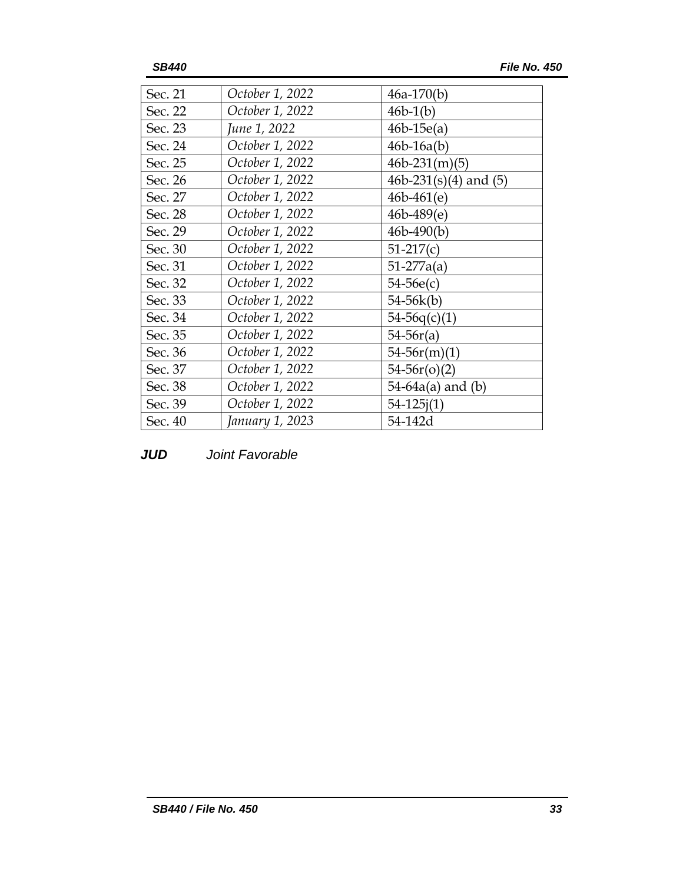| Sec. 21 | *October 1, 2022* | 46a-170(b) |
|---|---|---|
| Sec. 22 | *October 1, 2022* | 46b-1(b) |
| Sec. 23 | *June 1, 2022* | 46b-15e(a) |
| Sec. 24 | *October 1, 2022* | 46b-16a(b) |
| Sec. 25 | *October 1, 2022* | 46b-231(m)(5) |
| Sec. 26 | *October 1, 2022* | 46b-231(s)(4) and (5) |
| Sec. 27 | *October 1, 2022* | 46b-461(e) |
| Sec. 28 | *October 1, 2022* | 46b-489(e) |
| Sec. 29 | *October 1, 2022* | 46b-490(b) |
| Sec. 30 | *October 1, 2022* | 51-217(c) |
| Sec. 31 | *October 1, 2022* | 51-277a(a) |
| Sec. 32 | *October 1, 2022* | 54-56e(c) |
| Sec. 33 | *October 1, 2022* | 54-56k(b) |
| Sec. 34 | *October 1, 2022* | 54-56q(c)(1) |
| Sec. 35 | *October 1, 2022* | 54-56r(a) |
| Sec. 36 | *October 1, 2022* | 54-56r(m)(1) |
| Sec. 37 | *October 1, 2022* | 54-56r(o)(2) |
| Sec. 38 | *October 1, 2022* | 54-64a(a) and (b) |
| Sec. 39 | *October 1, 2022* | 54-125j(1) |
| Sec. 40 | *January 1, 2023* | 54-142d |

***JUD*** *Joint Favorable*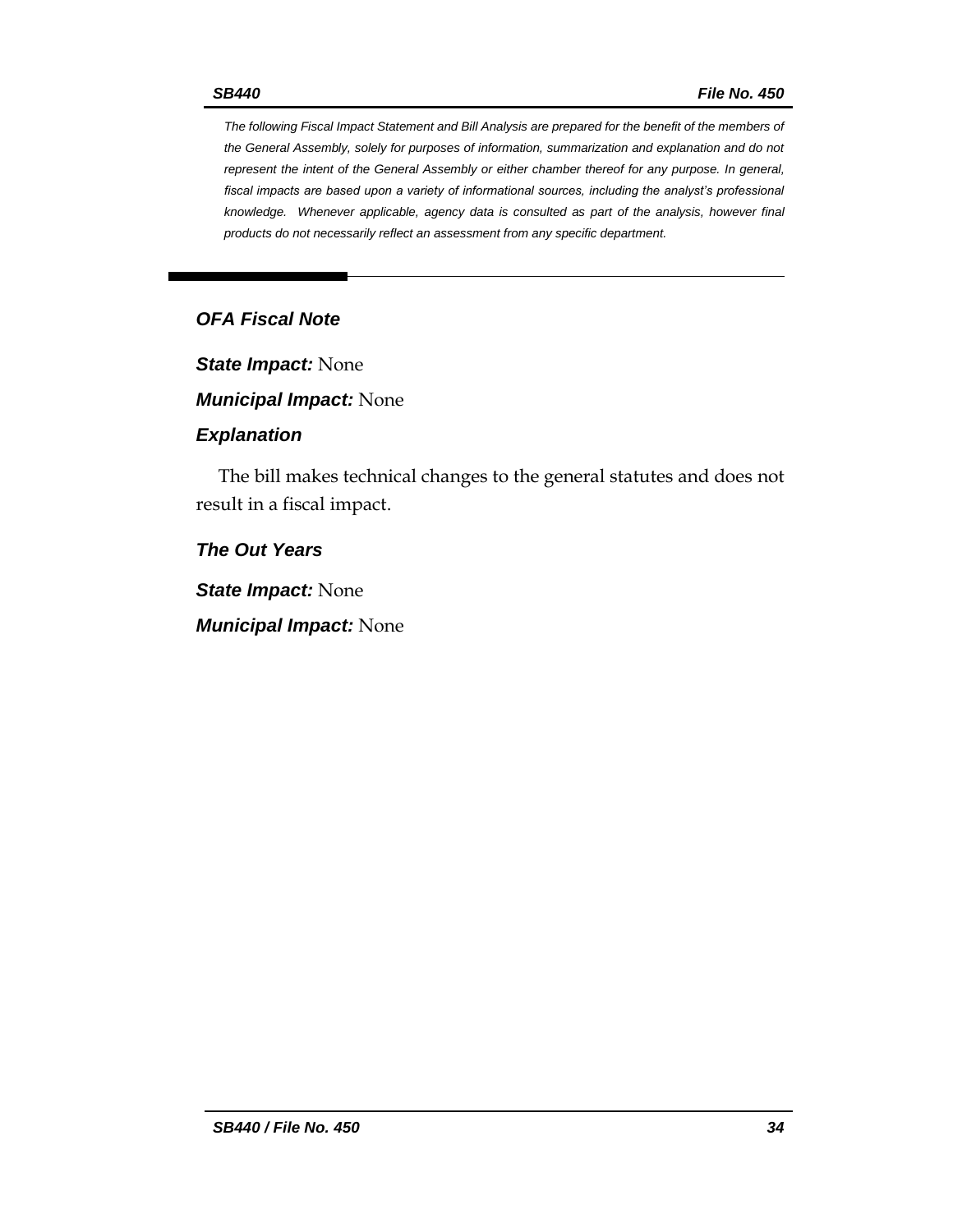*The following Fiscal Impact Statement and Bill Analysis are prepared for the benefit of the members of the General Assembly, solely for purposes of information, summarization and explanation and do not represent the intent of the General Assembly or either chamber thereof for any purpose. In general, fiscal impacts are based upon a variety of informational sources, including the analyst's professional knowledge. Whenever applicable, agency data is consulted as part of the analysis, however final products do not necessarily reflect an assessment from any specific department.*

---

## *OFA Fiscal Note*

***State Impact:*** None

***Municipal Impact:*** None

### *Explanation*

The bill makes technical changes to the general statutes and does not result in a fiscal impact.

### *The Out Years*

***State Impact:*** None

***Municipal Impact:*** None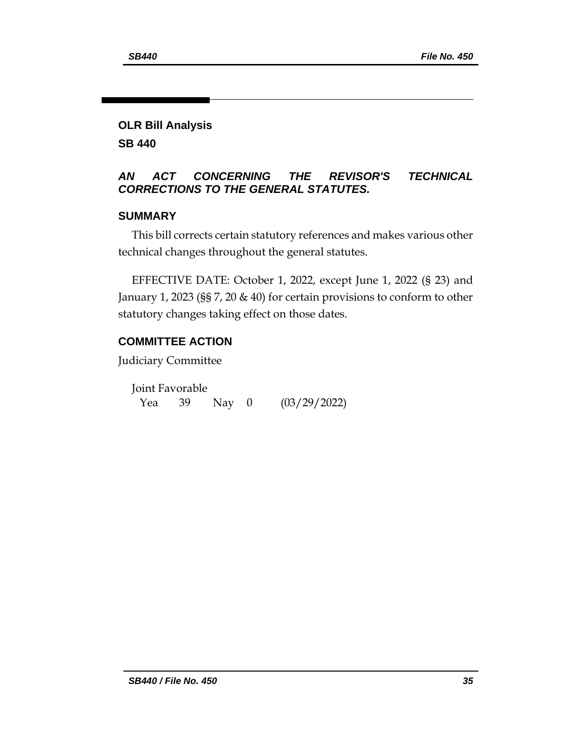## OLR Bill Analysis

## SB 440

### *AN ACT CONCERNING THE REVISOR'S TECHNICAL CORRECTIONS TO THE GENERAL STATUTES.*

### SUMMARY

This bill corrects certain statutory references and makes various other technical changes throughout the general statutes.

EFFECTIVE DATE: October 1, 2022, except June 1, 2022 (§ 23) and January 1, 2023 (§§ 7, 20 & 40) for certain provisions to conform to other statutory changes taking effect on those dates.

### COMMITTEE ACTION

Judiciary Committee

| | | | | |
|---|---|---|---|---|
| Joint Favorable | | | | |
| Yea | 39 | Nay | 0 | (03/29/2022) |